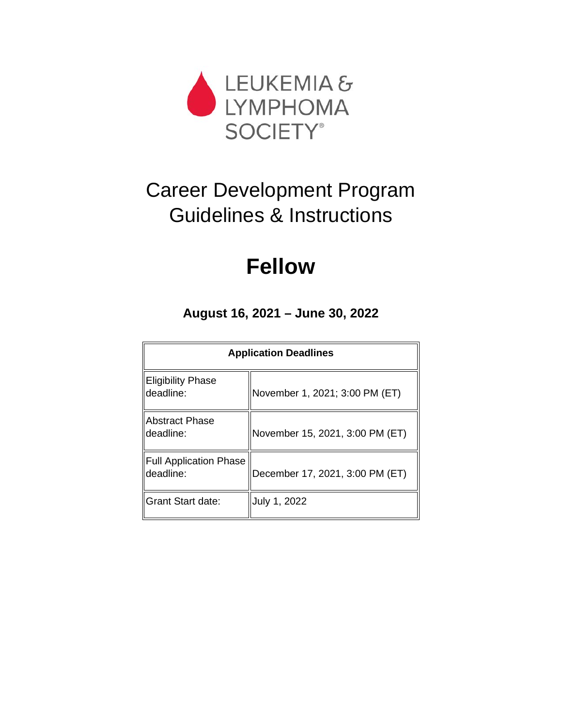LEUKEMIA & LYMPHOMA SOCIETY®

# Career Development Program Guidelines & Instructions

# Fellow

**August 16, 2021 – June 30, 2022**

| **Application Deadlines** | |
|---|---|
| Eligibility Phase deadline: | November 1, 2021; 3:00 PM (ET) |
| Abstract Phase deadline: | November 15, 2021, 3:00 PM (ET) |
| Full Application Phase deadline: | December 17, 2021, 3:00 PM (ET) |
| Grant Start date: | July 1, 2022 |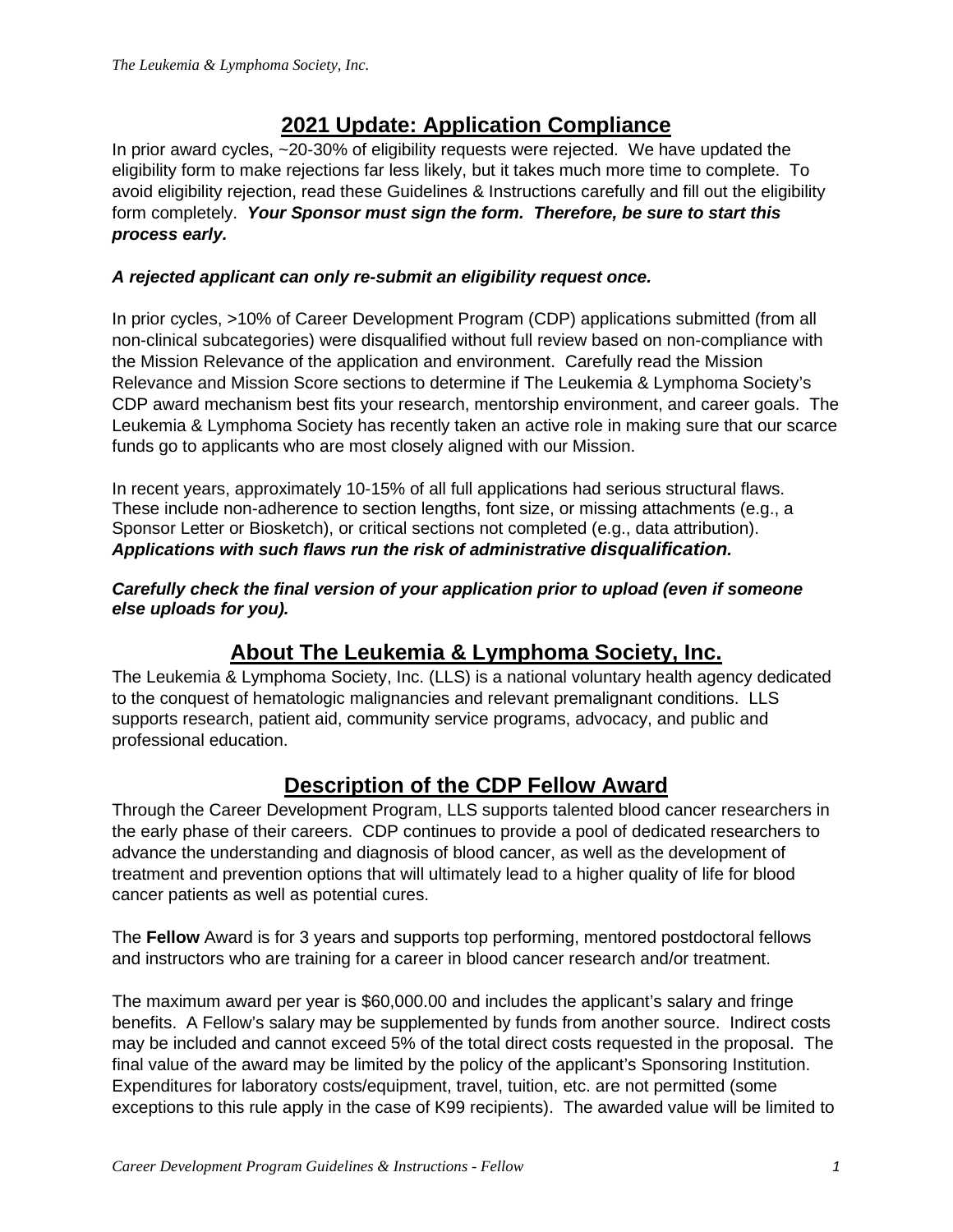## 2021 Update: Application Compliance

In prior award cycles, ~20-30% of eligibility requests were rejected. We have updated the eligibility form to make rejections far less likely, but it takes much more time to complete. To avoid eligibility rejection, read these Guidelines & Instructions carefully and fill out the eligibility form completely. ***Your Sponsor must sign the form. Therefore, be sure to start this process early.***

***A rejected applicant can only re-submit an eligibility request once.***

In prior cycles, >10% of Career Development Program (CDP) applications submitted (from all non-clinical subcategories) were disqualified without full review based on non-compliance with the Mission Relevance of the application and environment. Carefully read the Mission Relevance and Mission Score sections to determine if The Leukemia & Lymphoma Society's CDP award mechanism best fits your research, mentorship environment, and career goals. The Leukemia & Lymphoma Society has recently taken an active role in making sure that our scarce funds go to applicants who are most closely aligned with our Mission.

In recent years, approximately 10-15% of all full applications had serious structural flaws. These include non-adherence to section lengths, font size, or missing attachments (e.g., a Sponsor Letter or Biosketch), or critical sections not completed (e.g., data attribution). ***Applications with such flaws run the risk of administrative disqualification.***

***Carefully check the final version of your application prior to upload (even if someone else uploads for you).***

## About The Leukemia & Lymphoma Society, Inc.

The Leukemia & Lymphoma Society, Inc. (LLS) is a national voluntary health agency dedicated to the conquest of hematologic malignancies and relevant premalignant conditions. LLS supports research, patient aid, community service programs, advocacy, and public and professional education.

## Description of the CDP Fellow Award

Through the Career Development Program, LLS supports talented blood cancer researchers in the early phase of their careers. CDP continues to provide a pool of dedicated researchers to advance the understanding and diagnosis of blood cancer, as well as the development of treatment and prevention options that will ultimately lead to a higher quality of life for blood cancer patients as well as potential cures.

The **Fellow** Award is for 3 years and supports top performing, mentored postdoctoral fellows and instructors who are training for a career in blood cancer research and/or treatment.

The maximum award per year is $60,000.00 and includes the applicant's salary and fringe benefits. A Fellow's salary may be supplemented by funds from another source. Indirect costs may be included and cannot exceed 5% of the total direct costs requested in the proposal. The final value of the award may be limited by the policy of the applicant's Sponsoring Institution. Expenditures for laboratory costs/equipment, travel, tuition, etc. are not permitted (some exceptions to this rule apply in the case of K99 recipients). The awarded value will be limited to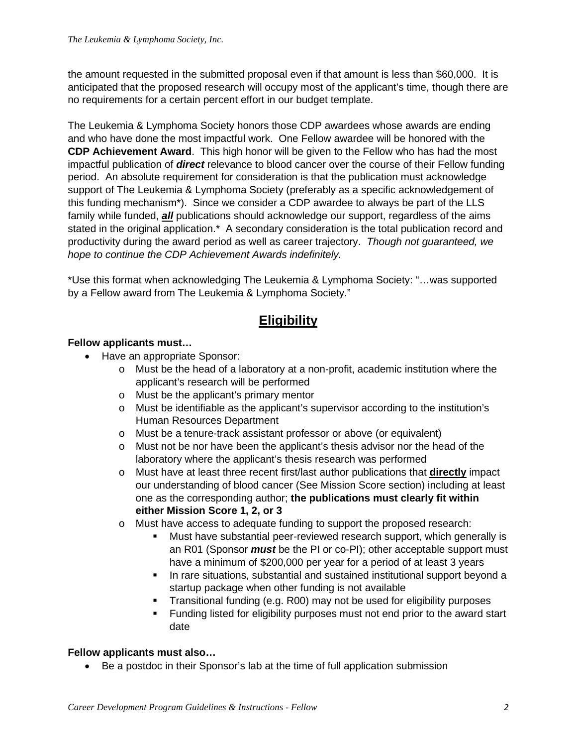the amount requested in the submitted proposal even if that amount is less than $60,000. It is anticipated that the proposed research will occupy most of the applicant's time, though there are no requirements for a certain percent effort in our budget template.

The Leukemia & Lymphoma Society honors those CDP awardees whose awards are ending and who have done the most impactful work. One Fellow awardee will be honored with the **CDP Achievement Award**. This high honor will be given to the Fellow who has had the most impactful publication of ***direct*** relevance to blood cancer over the course of their Fellow funding period. An absolute requirement for consideration is that the publication must acknowledge support of The Leukemia & Lymphoma Society (preferably as a specific acknowledgement of this funding mechanism*). Since we consider a CDP awardee to always be part of the LLS family while funded, ***all*** publications should acknowledge our support, regardless of the aims stated in the original application.* A secondary consideration is the total publication record and productivity during the award period as well as career trajectory. *Though not guaranteed, we hope to continue the CDP Achievement Awards indefinitely.*

*Use this format when acknowledging The Leukemia & Lymphoma Society: "…was supported by a Fellow award from The Leukemia & Lymphoma Society."

## Eligibility

**Fellow applicants must…**

- Have an appropriate Sponsor:
  - Must be the head of a laboratory at a non-profit, academic institution where the applicant's research will be performed
  - Must be the applicant's primary mentor
  - Must be identifiable as the applicant's supervisor according to the institution's Human Resources Department
  - Must be a tenure-track assistant professor or above (or equivalent)
  - Must not be nor have been the applicant's thesis advisor nor the head of the laboratory where the applicant's thesis research was performed
  - Must have at least three recent first/last author publications that **directly** impact our understanding of blood cancer (See Mission Score section) including at least one as the corresponding author; **the publications must clearly fit within either Mission Score 1, 2, or 3**
  - Must have access to adequate funding to support the proposed research:
    - Must have substantial peer-reviewed research support, which generally is an R01 (Sponsor ***must*** be the PI or co-PI); other acceptable support must have a minimum of $200,000 per year for a period of at least 3 years
    - In rare situations, substantial and sustained institutional support beyond a startup package when other funding is not available
    - Transitional funding (e.g. R00) may not be used for eligibility purposes
    - Funding listed for eligibility purposes must not end prior to the award start date

**Fellow applicants must also…**

- Be a postdoc in their Sponsor's lab at the time of full application submission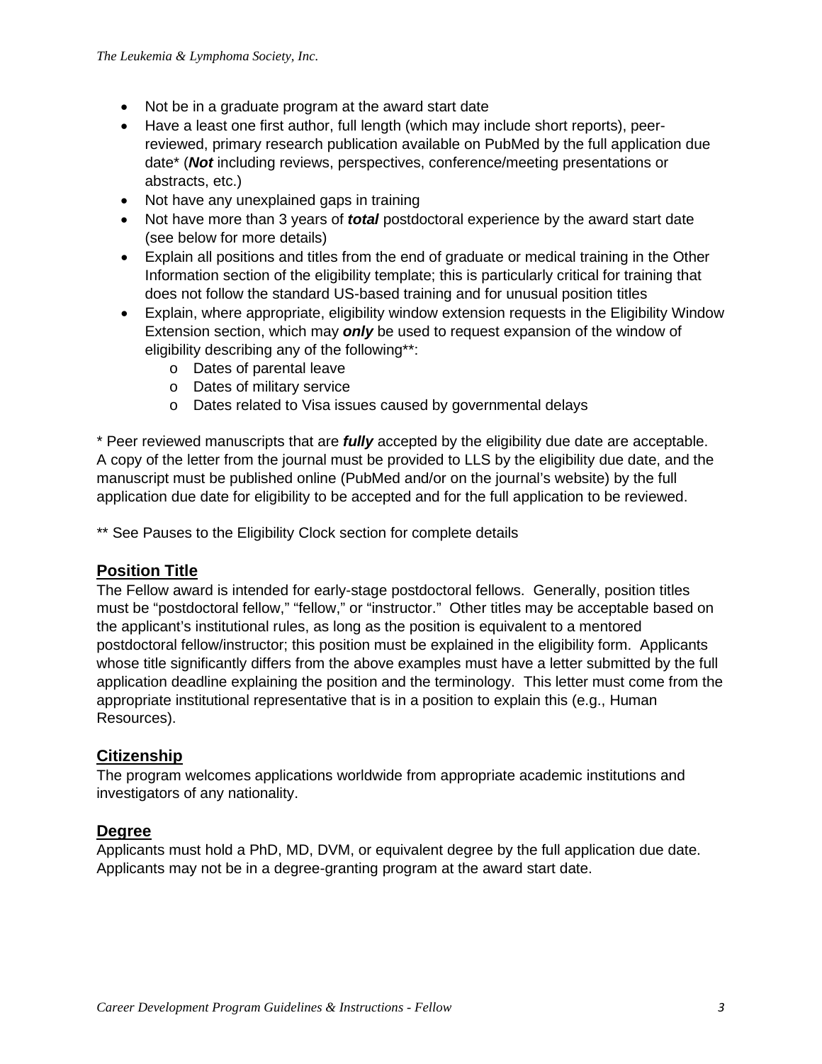- Not be in a graduate program at the award start date
- Have a least one first author, full length (which may include short reports), peer-reviewed, primary research publication available on PubMed by the full application due date* (***Not*** including reviews, perspectives, conference/meeting presentations or abstracts, etc.)
- Not have any unexplained gaps in training
- Not have more than 3 years of ***total*** postdoctoral experience by the award start date (see below for more details)
- Explain all positions and titles from the end of graduate or medical training in the Other Information section of the eligibility template; this is particularly critical for training that does not follow the standard US-based training and for unusual position titles
- Explain, where appropriate, eligibility window extension requests in the Eligibility Window Extension section, which may ***only*** be used to request expansion of the window of eligibility describing any of the following**:
    - Dates of parental leave
    - Dates of military service
    - Dates related to Visa issues caused by governmental delays

* Peer reviewed manuscripts that are ***fully*** accepted by the eligibility due date are acceptable. A copy of the letter from the journal must be provided to LLS by the eligibility due date, and the manuscript must be published online (PubMed and/or on the journal's website) by the full application due date for eligibility to be accepted and for the full application to be reviewed.

** See Pauses to the Eligibility Clock section for complete details

## Position Title

The Fellow award is intended for early-stage postdoctoral fellows. Generally, position titles must be "postdoctoral fellow," "fellow," or "instructor." Other titles may be acceptable based on the applicant's institutional rules, as long as the position is equivalent to a mentored postdoctoral fellow/instructor; this position must be explained in the eligibility form. Applicants whose title significantly differs from the above examples must have a letter submitted by the full application deadline explaining the position and the terminology. This letter must come from the appropriate institutional representative that is in a position to explain this (e.g., Human Resources).

## Citizenship

The program welcomes applications worldwide from appropriate academic institutions and investigators of any nationality.

## Degree

Applicants must hold a PhD, MD, DVM, or equivalent degree by the full application due date. Applicants may not be in a degree-granting program at the award start date.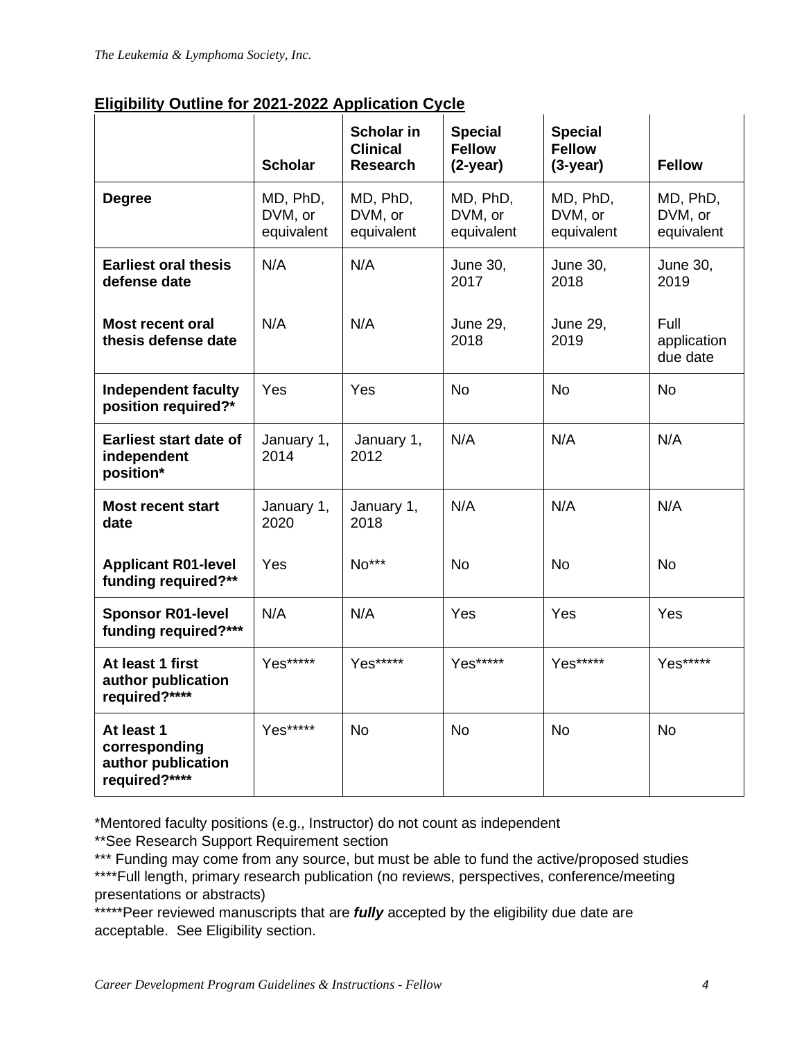**Eligibility Outline for 2021-2022 Application Cycle**

| | Scholar | Scholar in Clinical Research | Special Fellow (2-year) | Special Fellow (3-year) | Fellow |
|---|---|---|---|---|---|
| **Degree** | MD, PhD, DVM, or equivalent | MD, PhD, DVM, or equivalent | MD, PhD, DVM, or equivalent | MD, PhD, DVM, or equivalent | MD, PhD, DVM, or equivalent |
| **Earliest oral thesis defense date** | N/A | N/A | June 30, 2017 | June 30, 2018 | June 30, 2019 |
| **Most recent oral thesis defense date** | N/A | N/A | June 29, 2018 | June 29, 2019 | Full application due date |
| **Independent faculty position required?*** | Yes | Yes | No | No | No |
| **Earliest start date of independent position*** | January 1, 2014 | January 1, 2012 | N/A | N/A | N/A |
| **Most recent start date** | January 1, 2020 | January 1, 2018 | N/A | N/A | N/A |
| **Applicant R01-level funding required?**** | Yes | No*** | No | No | No |
| **Sponsor R01-level funding required?***** | N/A | N/A | Yes | Yes | Yes |
| **At least 1 first author publication required?****** | Yes***** | Yes***** | Yes***** | Yes***** | Yes***** |
| **At least 1 corresponding author publication required?****** | Yes***** | No | No | No | No |

*Mentored faculty positions (e.g., Instructor) do not count as independent

**See Research Support Requirement section

*** Funding may come from any source, but must be able to fund the active/proposed studies

****Full length, primary research publication (no reviews, perspectives, conference/meeting presentations or abstracts)

*****Peer reviewed manuscripts that are ***fully*** accepted by the eligibility due date are acceptable. See Eligibility section.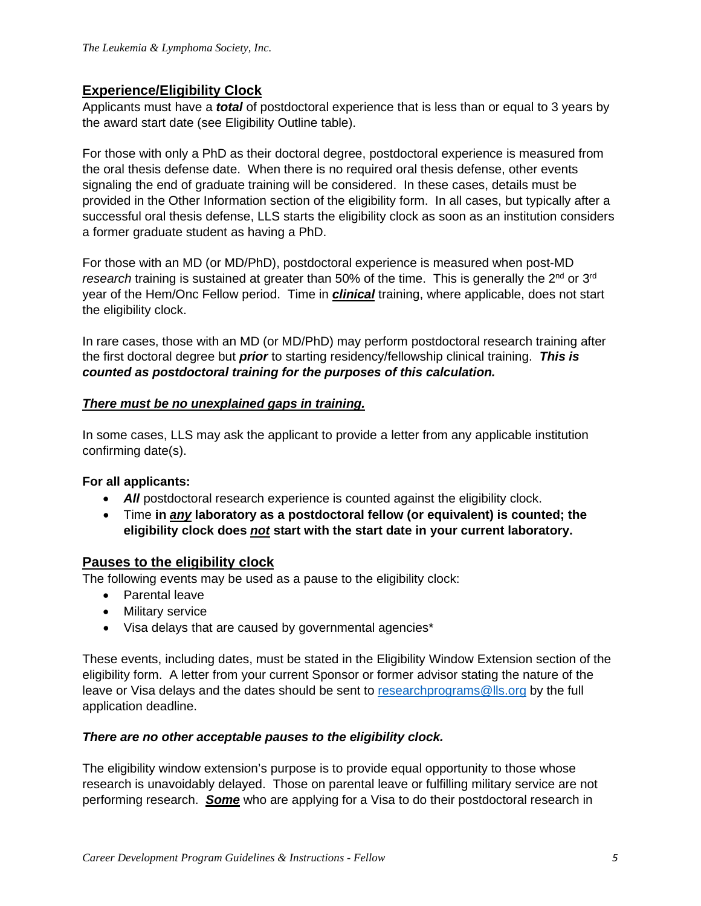## Experience/Eligibility Clock

Applicants must have a ***total*** of postdoctoral experience that is less than or equal to 3 years by the award start date (see Eligibility Outline table).

For those with only a PhD as their doctoral degree, postdoctoral experience is measured from the oral thesis defense date. When there is no required oral thesis defense, other events signaling the end of graduate training will be considered. In these cases, details must be provided in the Other Information section of the eligibility form. In all cases, but typically after a successful oral thesis defense, LLS starts the eligibility clock as soon as an institution considers a former graduate student as having a PhD.

For those with an MD (or MD/PhD), postdoctoral experience is measured when post-MD *research* training is sustained at greater than 50% of the time. This is generally the 2nd or 3rd year of the Hem/Onc Fellow period. Time in <u>***clinical***</u> training, where applicable, does not start the eligibility clock.

In rare cases, those with an MD (or MD/PhD) may perform postdoctoral research training after the first doctoral degree but ***prior*** to starting residency/fellowship clinical training. ***This is counted as postdoctoral training for the purposes of this calculation.***

<u>***There must be no unexplained gaps in training.***</u>

In some cases, LLS may ask the applicant to provide a letter from any applicable institution confirming date(s).

**For all applicants:**

- ***All*** postdoctoral research experience is counted against the eligibility clock.
- Time **in <u>*any*</u> laboratory as a postdoctoral fellow (or equivalent) is counted; the eligibility clock does <u>*not*</u> start with the start date in your current laboratory.**

## Pauses to the eligibility clock

The following events may be used as a pause to the eligibility clock:

- Parental leave
- Military service
- Visa delays that are caused by governmental agencies*

These events, including dates, must be stated in the Eligibility Window Extension section of the eligibility form. A letter from your current Sponsor or former advisor stating the nature of the leave or Visa delays and the dates should be sent to researchprograms@lls.org by the full application deadline.

***There are no other acceptable pauses to the eligibility clock.***

The eligibility window extension's purpose is to provide equal opportunity to those whose research is unavoidably delayed. Those on parental leave or fulfilling military service are not performing research. <u>***Some***</u> who are applying for a Visa to do their postdoctoral research in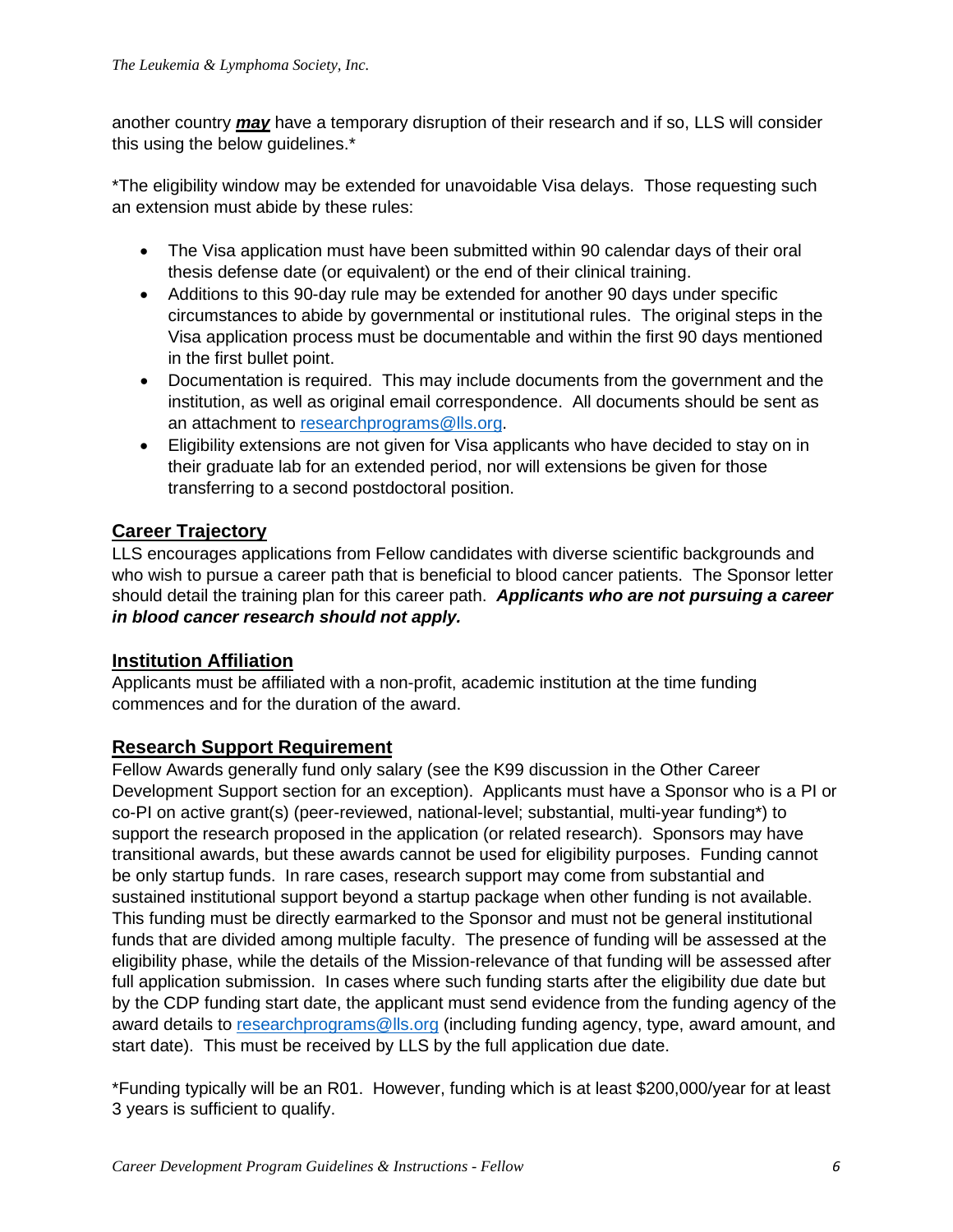another country ***may*** have a temporary disruption of their research and if so, LLS will consider this using the below guidelines.*

*The eligibility window may be extended for unavoidable Visa delays. Those requesting such an extension must abide by these rules:

- The Visa application must have been submitted within 90 calendar days of their oral thesis defense date (or equivalent) or the end of their clinical training.
- Additions to this 90-day rule may be extended for another 90 days under specific circumstances to abide by governmental or institutional rules. The original steps in the Visa application process must be documentable and within the first 90 days mentioned in the first bullet point.
- Documentation is required. This may include documents from the government and the institution, as well as original email correspondence. All documents should be sent as an attachment to researchprograms@lls.org.
- Eligibility extensions are not given for Visa applicants who have decided to stay on in their graduate lab for an extended period, nor will extensions be given for those transferring to a second postdoctoral position.

## Career Trajectory

LLS encourages applications from Fellow candidates with diverse scientific backgrounds and who wish to pursue a career path that is beneficial to blood cancer patients. The Sponsor letter should detail the training plan for this career path. ***Applicants who are not pursuing a career in blood cancer research should not apply.***

## Institution Affiliation

Applicants must be affiliated with a non-profit, academic institution at the time funding commences and for the duration of the award.

## Research Support Requirement

Fellow Awards generally fund only salary (see the K99 discussion in the Other Career Development Support section for an exception). Applicants must have a Sponsor who is a PI or co-PI on active grant(s) (peer-reviewed, national-level; substantial, multi-year funding*) to support the research proposed in the application (or related research). Sponsors may have transitional awards, but these awards cannot be used for eligibility purposes. Funding cannot be only startup funds. In rare cases, research support may come from substantial and sustained institutional support beyond a startup package when other funding is not available. This funding must be directly earmarked to the Sponsor and must not be general institutional funds that are divided among multiple faculty. The presence of funding will be assessed at the eligibility phase, while the details of the Mission-relevance of that funding will be assessed after full application submission. In cases where such funding starts after the eligibility due date but by the CDP funding start date, the applicant must send evidence from the funding agency of the award details to researchprograms@lls.org (including funding agency, type, award amount, and start date). This must be received by LLS by the full application due date.

*Funding typically will be an R01. However, funding which is at least $200,000/year for at least 3 years is sufficient to qualify.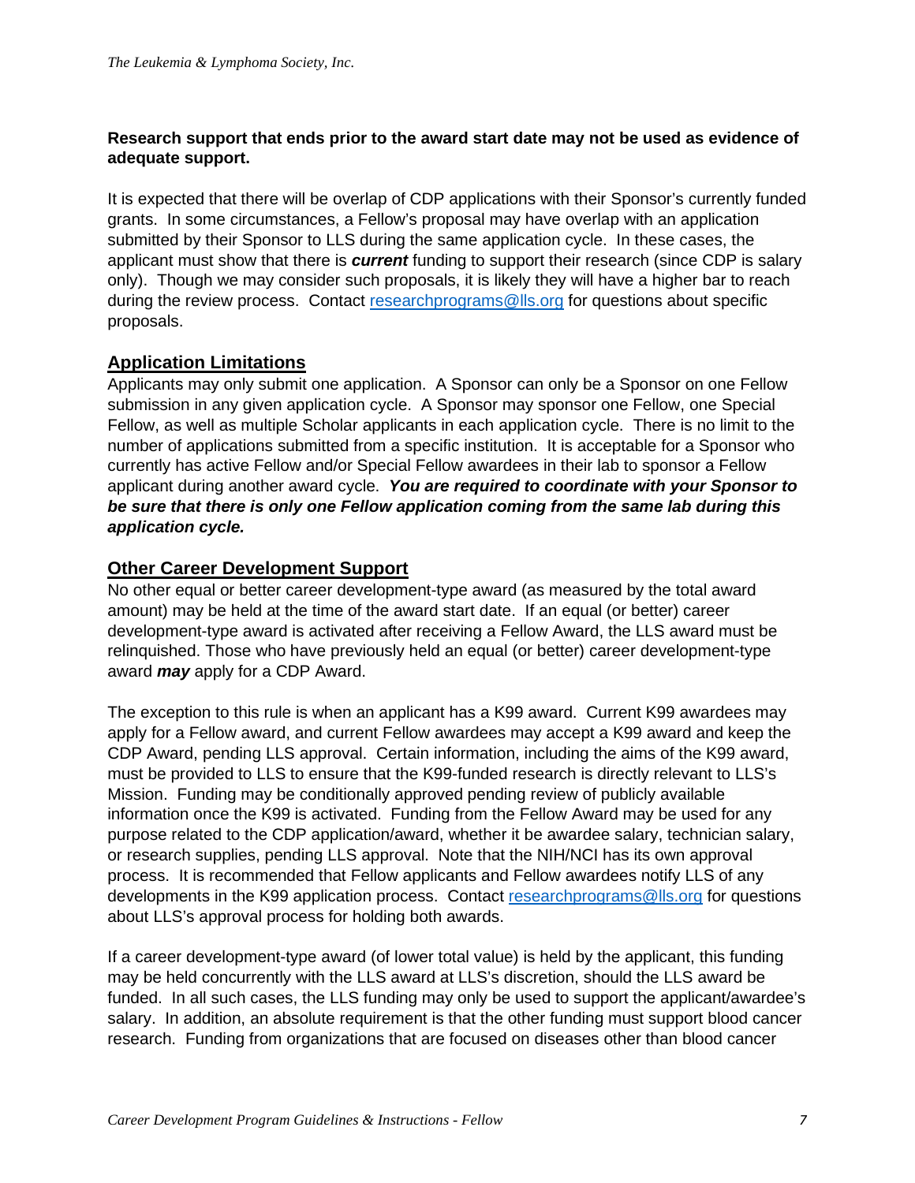**Research support that ends prior to the award start date may not be used as evidence of adequate support.**

It is expected that there will be overlap of CDP applications with their Sponsor's currently funded grants. In some circumstances, a Fellow's proposal may have overlap with an application submitted by their Sponsor to LLS during the same application cycle. In these cases, the applicant must show that there is ***current*** funding to support their research (since CDP is salary only). Though we may consider such proposals, it is likely they will have a higher bar to reach during the review process. Contact researchprograms@lls.org for questions about specific proposals.

## Application Limitations

Applicants may only submit one application. A Sponsor can only be a Sponsor on one Fellow submission in any given application cycle. A Sponsor may sponsor one Fellow, one Special Fellow, as well as multiple Scholar applicants in each application cycle. There is no limit to the number of applications submitted from a specific institution. It is acceptable for a Sponsor who currently has active Fellow and/or Special Fellow awardees in their lab to sponsor a Fellow applicant during another award cycle. ***You are required to coordinate with your Sponsor to be sure that there is only one Fellow application coming from the same lab during this application cycle.***

## Other Career Development Support

No other equal or better career development-type award (as measured by the total award amount) may be held at the time of the award start date. If an equal (or better) career development-type award is activated after receiving a Fellow Award, the LLS award must be relinquished. Those who have previously held an equal (or better) career development-type award ***may*** apply for a CDP Award.

The exception to this rule is when an applicant has a K99 award. Current K99 awardees may apply for a Fellow award, and current Fellow awardees may accept a K99 award and keep the CDP Award, pending LLS approval. Certain information, including the aims of the K99 award, must be provided to LLS to ensure that the K99-funded research is directly relevant to LLS's Mission. Funding may be conditionally approved pending review of publicly available information once the K99 is activated. Funding from the Fellow Award may be used for any purpose related to the CDP application/award, whether it be awardee salary, technician salary, or research supplies, pending LLS approval. Note that the NIH/NCI has its own approval process. It is recommended that Fellow applicants and Fellow awardees notify LLS of any developments in the K99 application process. Contact researchprograms@lls.org for questions about LLS's approval process for holding both awards.

If a career development-type award (of lower total value) is held by the applicant, this funding may be held concurrently with the LLS award at LLS's discretion, should the LLS award be funded. In all such cases, the LLS funding may only be used to support the applicant/awardee's salary. In addition, an absolute requirement is that the other funding must support blood cancer research. Funding from organizations that are focused on diseases other than blood cancer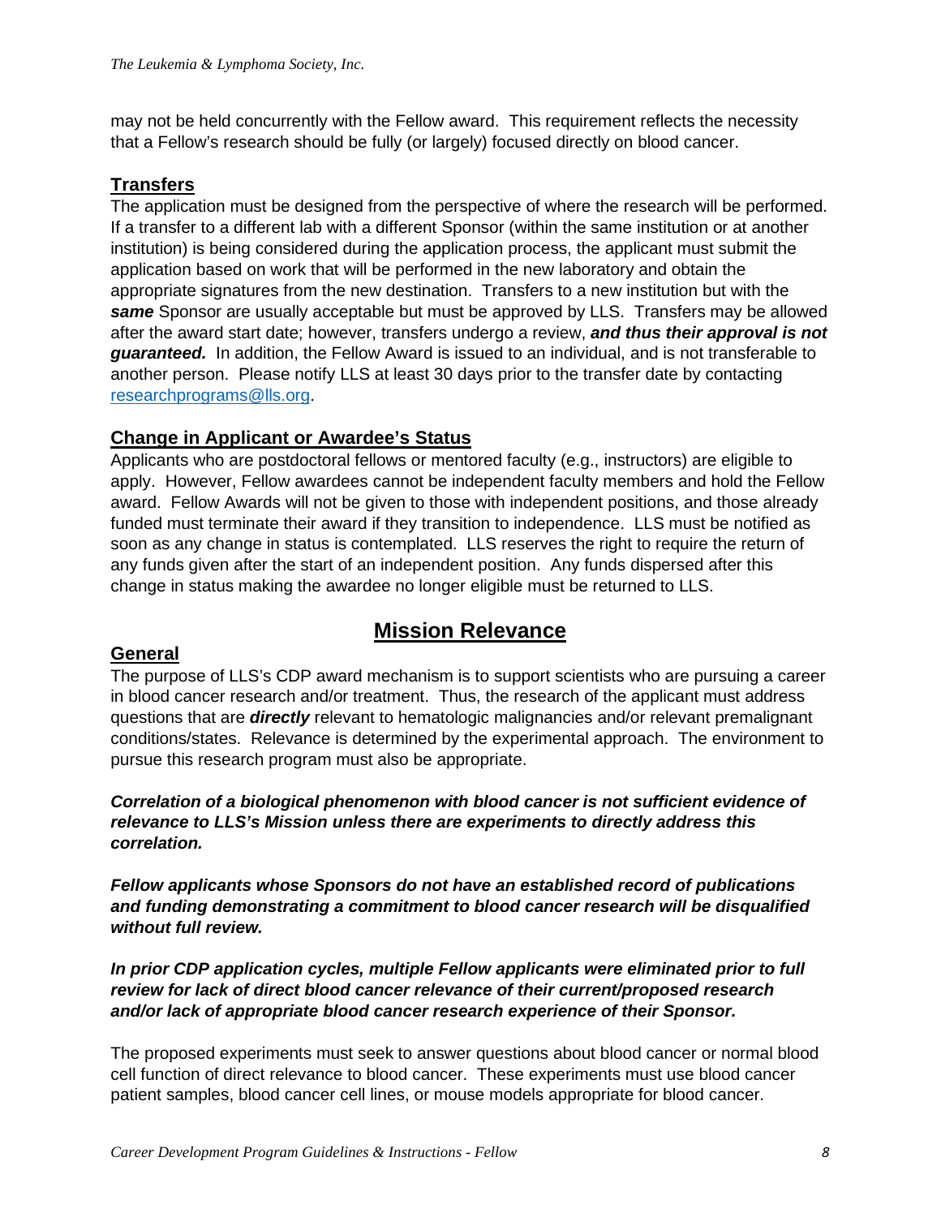may not be held concurrently with the Fellow award. This requirement reflects the necessity that a Fellow's research should be fully (or largely) focused directly on blood cancer.

### Transfers

The application must be designed from the perspective of where the research will be performed. If a transfer to a different lab with a different Sponsor (within the same institution or at another institution) is being considered during the application process, the applicant must submit the application based on work that will be performed in the new laboratory and obtain the appropriate signatures from the new destination. Transfers to a new institution but with the ***same*** Sponsor are usually acceptable but must be approved by LLS. Transfers may be allowed after the award start date; however, transfers undergo a review, ***and thus their approval is not guaranteed.*** In addition, the Fellow Award is issued to an individual, and is not transferable to another person. Please notify LLS at least 30 days prior to the transfer date by contacting researchprograms@lls.org.

### Change in Applicant or Awardee's Status

Applicants who are postdoctoral fellows or mentored faculty (e.g., instructors) are eligible to apply. However, Fellow awardees cannot be independent faculty members and hold the Fellow award. Fellow Awards will not be given to those with independent positions, and those already funded must terminate their award if they transition to independence. LLS must be notified as soon as any change in status is contemplated. LLS reserves the right to require the return of any funds given after the start of an independent position. Any funds dispersed after this change in status making the awardee no longer eligible must be returned to LLS.

## Mission Relevance

### General

The purpose of LLS's CDP award mechanism is to support scientists who are pursuing a career in blood cancer research and/or treatment. Thus, the research of the applicant must address questions that are ***directly*** relevant to hematologic malignancies and/or relevant premalignant conditions/states. Relevance is determined by the experimental approach. The environment to pursue this research program must also be appropriate.

***Correlation of a biological phenomenon with blood cancer is not sufficient evidence of relevance to LLS's Mission unless there are experiments to directly address this correlation.***

***Fellow applicants whose Sponsors do not have an established record of publications and funding demonstrating a commitment to blood cancer research will be disqualified without full review.***

***In prior CDP application cycles, multiple Fellow applicants were eliminated prior to full review for lack of direct blood cancer relevance of their current/proposed research and/or lack of appropriate blood cancer research experience of their Sponsor.***

The proposed experiments must seek to answer questions about blood cancer or normal blood cell function of direct relevance to blood cancer. These experiments must use blood cancer patient samples, blood cancer cell lines, or mouse models appropriate for blood cancer.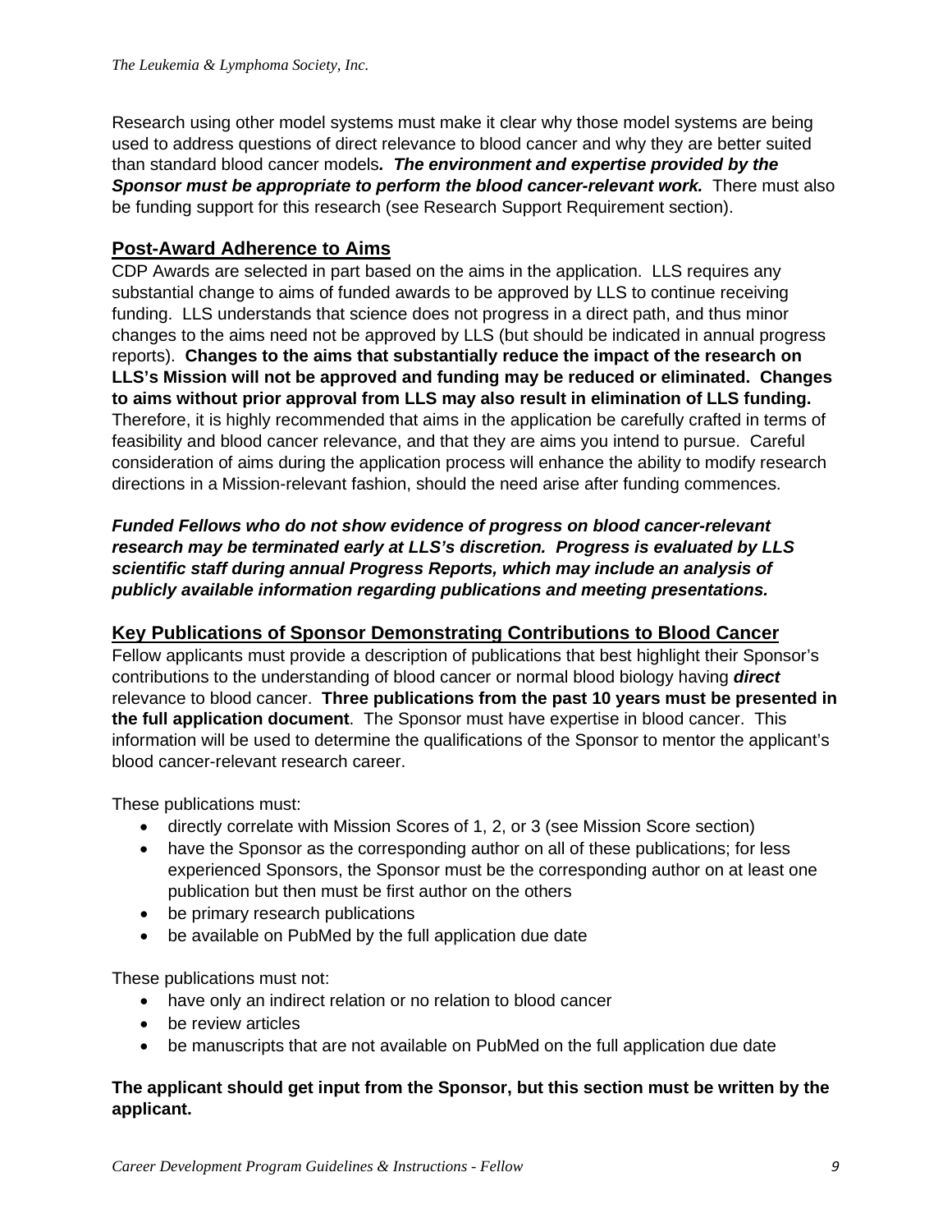Research using other model systems must make it clear why those model systems are being used to address questions of direct relevance to blood cancer and why they are better suited than standard blood cancer models***. The environment and expertise provided by the Sponsor must be appropriate to perform the blood cancer-relevant work.*** There must also be funding support for this research (see Research Support Requirement section).

## Post-Award Adherence to Aims

CDP Awards are selected in part based on the aims in the application. LLS requires any substantial change to aims of funded awards to be approved by LLS to continue receiving funding. LLS understands that science does not progress in a direct path, and thus minor changes to the aims need not be approved by LLS (but should be indicated in annual progress reports). **Changes to the aims that substantially reduce the impact of the research on LLS's Mission will not be approved and funding may be reduced or eliminated. Changes to aims without prior approval from LLS may also result in elimination of LLS funding.** Therefore, it is highly recommended that aims in the application be carefully crafted in terms of feasibility and blood cancer relevance, and that they are aims you intend to pursue. Careful consideration of aims during the application process will enhance the ability to modify research directions in a Mission-relevant fashion, should the need arise after funding commences.

***Funded Fellows who do not show evidence of progress on blood cancer-relevant research may be terminated early at LLS's discretion. Progress is evaluated by LLS scientific staff during annual Progress Reports, which may include an analysis of publicly available information regarding publications and meeting presentations.***

## Key Publications of Sponsor Demonstrating Contributions to Blood Cancer

Fellow applicants must provide a description of publications that best highlight their Sponsor's contributions to the understanding of blood cancer or normal blood biology having ***direct*** relevance to blood cancer. **Three publications from the past 10 years must be presented in the full application document**. The Sponsor must have expertise in blood cancer. This information will be used to determine the qualifications of the Sponsor to mentor the applicant's blood cancer-relevant research career.

These publications must:

- directly correlate with Mission Scores of 1, 2, or 3 (see Mission Score section)
- have the Sponsor as the corresponding author on all of these publications; for less experienced Sponsors, the Sponsor must be the corresponding author on at least one publication but then must be first author on the others
- be primary research publications
- be available on PubMed by the full application due date

These publications must not:

- have only an indirect relation or no relation to blood cancer
- be review articles
- be manuscripts that are not available on PubMed on the full application due date

**The applicant should get input from the Sponsor, but this section must be written by the applicant.**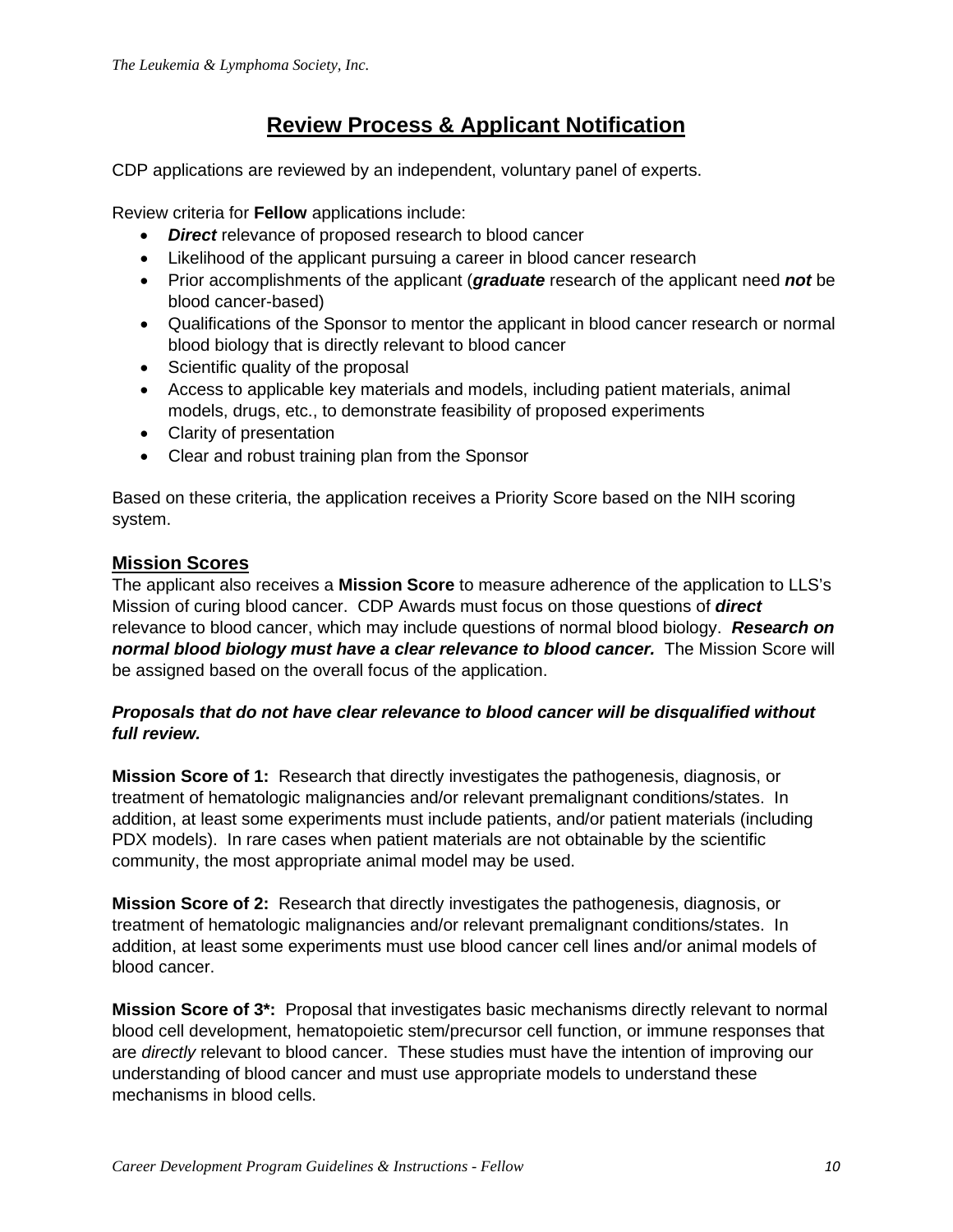## Review Process & Applicant Notification

CDP applications are reviewed by an independent, voluntary panel of experts.

Review criteria for **Fellow** applications include:

- ***Direct*** relevance of proposed research to blood cancer
- Likelihood of the applicant pursuing a career in blood cancer research
- Prior accomplishments of the applicant (***graduate*** research of the applicant need ***not*** be blood cancer-based)
- Qualifications of the Sponsor to mentor the applicant in blood cancer research or normal blood biology that is directly relevant to blood cancer
- Scientific quality of the proposal
- Access to applicable key materials and models, including patient materials, animal models, drugs, etc., to demonstrate feasibility of proposed experiments
- Clarity of presentation
- Clear and robust training plan from the Sponsor

Based on these criteria, the application receives a Priority Score based on the NIH scoring system.

### Mission Scores

The applicant also receives a **Mission Score** to measure adherence of the application to LLS's Mission of curing blood cancer. CDP Awards must focus on those questions of ***direct*** relevance to blood cancer, which may include questions of normal blood biology. ***Research on normal blood biology must have a clear relevance to blood cancer.*** The Mission Score will be assigned based on the overall focus of the application.

***Proposals that do not have clear relevance to blood cancer will be disqualified without full review.***

**Mission Score of 1:** Research that directly investigates the pathogenesis, diagnosis, or treatment of hematologic malignancies and/or relevant premalignant conditions/states. In addition, at least some experiments must include patients, and/or patient materials (including PDX models). In rare cases when patient materials are not obtainable by the scientific community, the most appropriate animal model may be used.

**Mission Score of 2:** Research that directly investigates the pathogenesis, diagnosis, or treatment of hematologic malignancies and/or relevant premalignant conditions/states. In addition, at least some experiments must use blood cancer cell lines and/or animal models of blood cancer.

**Mission Score of 3*:** Proposal that investigates basic mechanisms directly relevant to normal blood cell development, hematopoietic stem/precursor cell function, or immune responses that are *directly* relevant to blood cancer. These studies must have the intention of improving our understanding of blood cancer and must use appropriate models to understand these mechanisms in blood cells.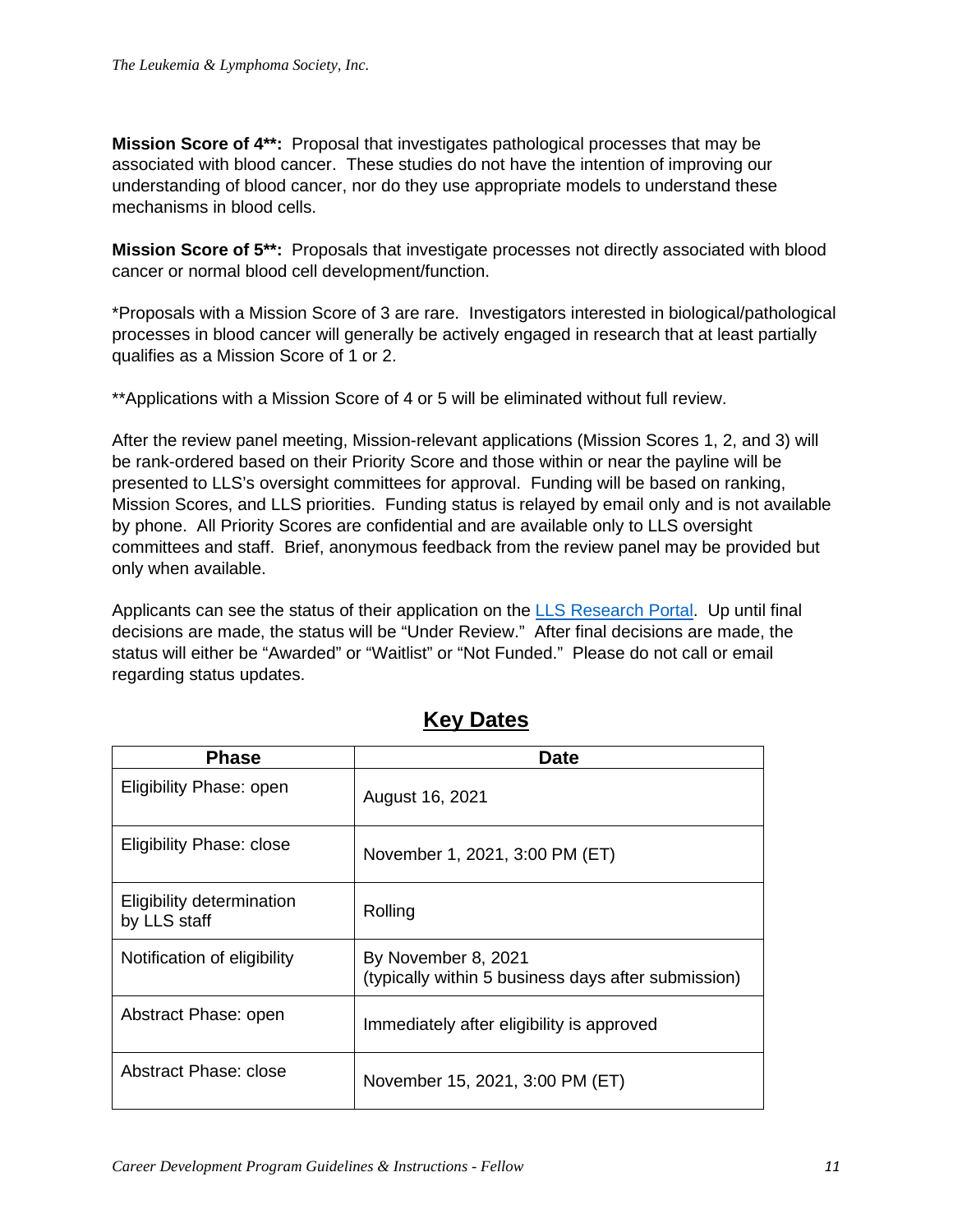**Mission Score of 4**:** Proposal that investigates pathological processes that may be associated with blood cancer. These studies do not have the intention of improving our understanding of blood cancer, nor do they use appropriate models to understand these mechanisms in blood cells.

**Mission Score of 5**:** Proposals that investigate processes not directly associated with blood cancer or normal blood cell development/function.

*Proposals with a Mission Score of 3 are rare. Investigators interested in biological/pathological processes in blood cancer will generally be actively engaged in research that at least partially qualifies as a Mission Score of 1 or 2.

**Applications with a Mission Score of 4 or 5 will be eliminated without full review.

After the review panel meeting, Mission-relevant applications (Mission Scores 1, 2, and 3) will be rank-ordered based on their Priority Score and those within or near the payline will be presented to LLS's oversight committees for approval. Funding will be based on ranking, Mission Scores, and LLS priorities. Funding status is relayed by email only and is not available by phone. All Priority Scores are confidential and are available only to LLS oversight committees and staff. Brief, anonymous feedback from the review panel may be provided but only when available.

Applicants can see the status of their application on the LLS Research Portal. Up until final decisions are made, the status will be "Under Review." After final decisions are made, the status will either be "Awarded" or "Waitlist" or "Not Funded." Please do not call or email regarding status updates.

## Key Dates

| Phase | Date |
|---|---|
| Eligibility Phase: open | August 16, 2021 |
| Eligibility Phase: close | November 1, 2021, 3:00 PM (ET) |
| Eligibility determination by LLS staff | Rolling |
| Notification of eligibility | By November 8, 2021 (typically within 5 business days after submission) |
| Abstract Phase: open | Immediately after eligibility is approved |
| Abstract Phase: close | November 15, 2021, 3:00 PM (ET) |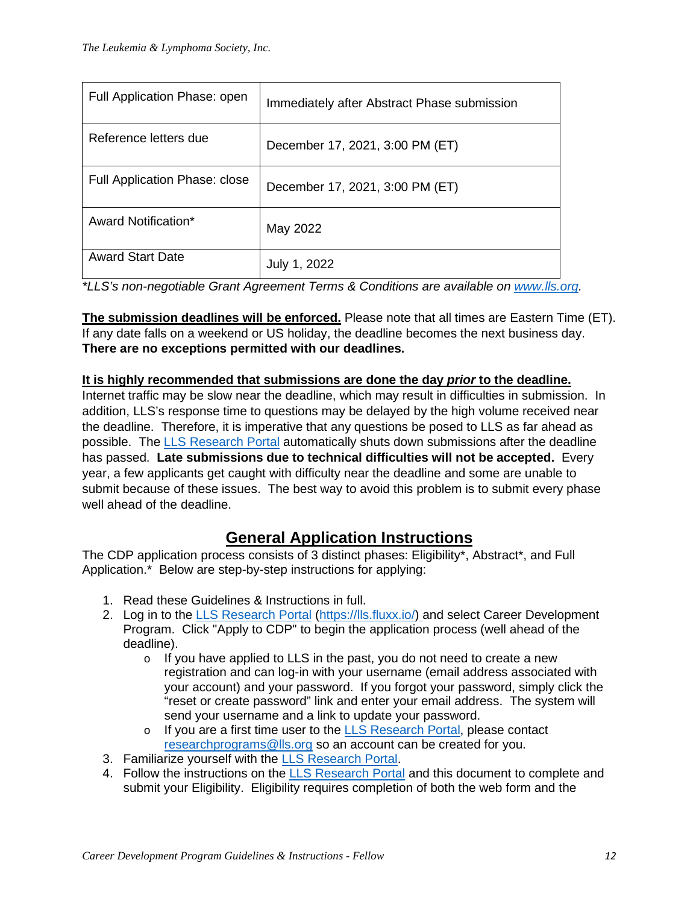| | |
|---|---|
| Full Application Phase: open | Immediately after Abstract Phase submission |
| Reference letters due | December 17, 2021, 3:00 PM (ET) |
| Full Application Phase: close | December 17, 2021, 3:00 PM (ET) |
| Award Notification* | May 2022 |
| Award Start Date | July 1, 2022 |

**_*LLS's non-negotiable Grant Agreement Terms & Conditions are available on www.lls.org._**

**The submission deadlines will be enforced.** Please note that all times are Eastern Time (ET). If any date falls on a weekend or US holiday, the deadline becomes the next business day. **There are no exceptions permitted with our deadlines.**

**It is highly recommended that submissions are done the day _prior_ to the deadline.** Internet traffic may be slow near the deadline, which may result in difficulties in submission. In addition, LLS's response time to questions may be delayed by the high volume received near the deadline. Therefore, it is imperative that any questions be posed to LLS as far ahead as possible. The LLS Research Portal automatically shuts down submissions after the deadline has passed. **Late submissions due to technical difficulties will not be accepted.** Every year, a few applicants get caught with difficulty near the deadline and some are unable to submit because of these issues. The best way to avoid this problem is to submit every phase well ahead of the deadline.

## General Application Instructions

The CDP application process consists of 3 distinct phases: Eligibility*, Abstract*, and Full Application.* Below are step-by-step instructions for applying:

1. Read these Guidelines & Instructions in full.
2. Log in to the LLS Research Portal (https://lls.fluxx.io/) and select Career Development Program. Click "Apply to CDP" to begin the application process (well ahead of the deadline).
   - If you have applied to LLS in the past, you do not need to create a new registration and can log-in with your username (email address associated with your account) and your password. If you forgot your password, simply click the "reset or create password" link and enter your email address. The system will send your username and a link to update your password.
   - If you are a first time user to the LLS Research Portal, please contact researchprograms@lls.org so an account can be created for you.
3. Familiarize yourself with the LLS Research Portal.
4. Follow the instructions on the LLS Research Portal and this document to complete and submit your Eligibility. Eligibility requires completion of both the web form and the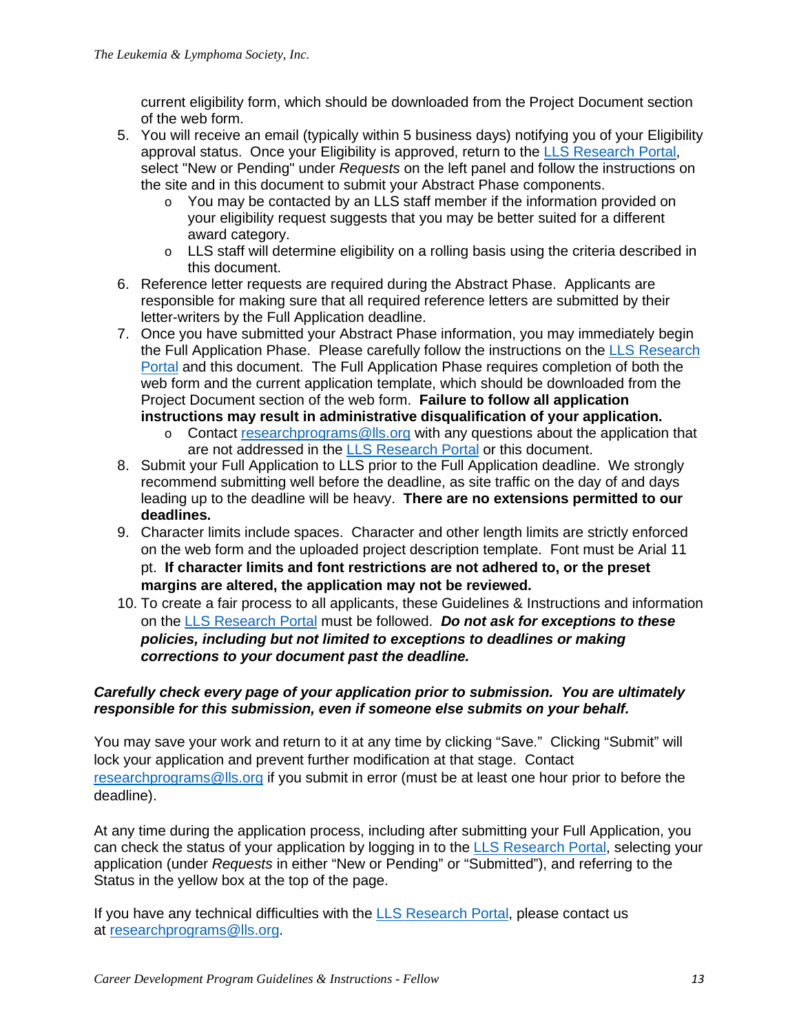current eligibility form, which should be downloaded from the Project Document section of the web form.

5. You will receive an email (typically within 5 business days) notifying you of your Eligibility approval status. Once your Eligibility is approved, return to the [LLS Research Portal](), select "New or Pending" under *Requests* on the left panel and follow the instructions on the site and in this document to submit your Abstract Phase components.
   - You may be contacted by an LLS staff member if the information provided on your eligibility request suggests that you may be better suited for a different award category.
   - LLS staff will determine eligibility on a rolling basis using the criteria described in this document.
6. Reference letter requests are required during the Abstract Phase. Applicants are responsible for making sure that all required reference letters are submitted by their letter-writers by the Full Application deadline.
7. Once you have submitted your Abstract Phase information, you may immediately begin the Full Application Phase. Please carefully follow the instructions on the LLS Research Portal and this document. The Full Application Phase requires completion of both the web form and the current application template, which should be downloaded from the Project Document section of the web form. **Failure to follow all application instructions may result in administrative disqualification of your application.**
   - Contact researchprograms@lls.org with any questions about the application that are not addressed in the LLS Research Portal or this document.
8. Submit your Full Application to LLS prior to the Full Application deadline. We strongly recommend submitting well before the deadline, as site traffic on the day of and days leading up to the deadline will be heavy. **There are no extensions permitted to our deadlines.**
9. Character limits include spaces. Character and other length limits are strictly enforced on the web form and the uploaded project description template. Font must be Arial 11 pt. **If character limits and font restrictions are not adhered to, or the preset margins are altered, the application may not be reviewed.**
10. To create a fair process to all applicants, these Guidelines & Instructions and information on the LLS Research Portal must be followed. ***Do not ask for exceptions to these policies, including but not limited to exceptions to deadlines or making corrections to your document past the deadline.***

***Carefully check every page of your application prior to submission. You are ultimately responsible for this submission, even if someone else submits on your behalf.***

You may save your work and return to it at any time by clicking "Save." Clicking "Submit" will lock your application and prevent further modification at that stage. Contact researchprograms@lls.org if you submit in error (must be at least one hour prior to before the deadline).

At any time during the application process, including after submitting your Full Application, you can check the status of your application by logging in to the LLS Research Portal, selecting your application (under *Requests* in either "New or Pending" or "Submitted"), and referring to the Status in the yellow box at the top of the page.

If you have any technical difficulties with the LLS Research Portal, please contact us at researchprograms@lls.org.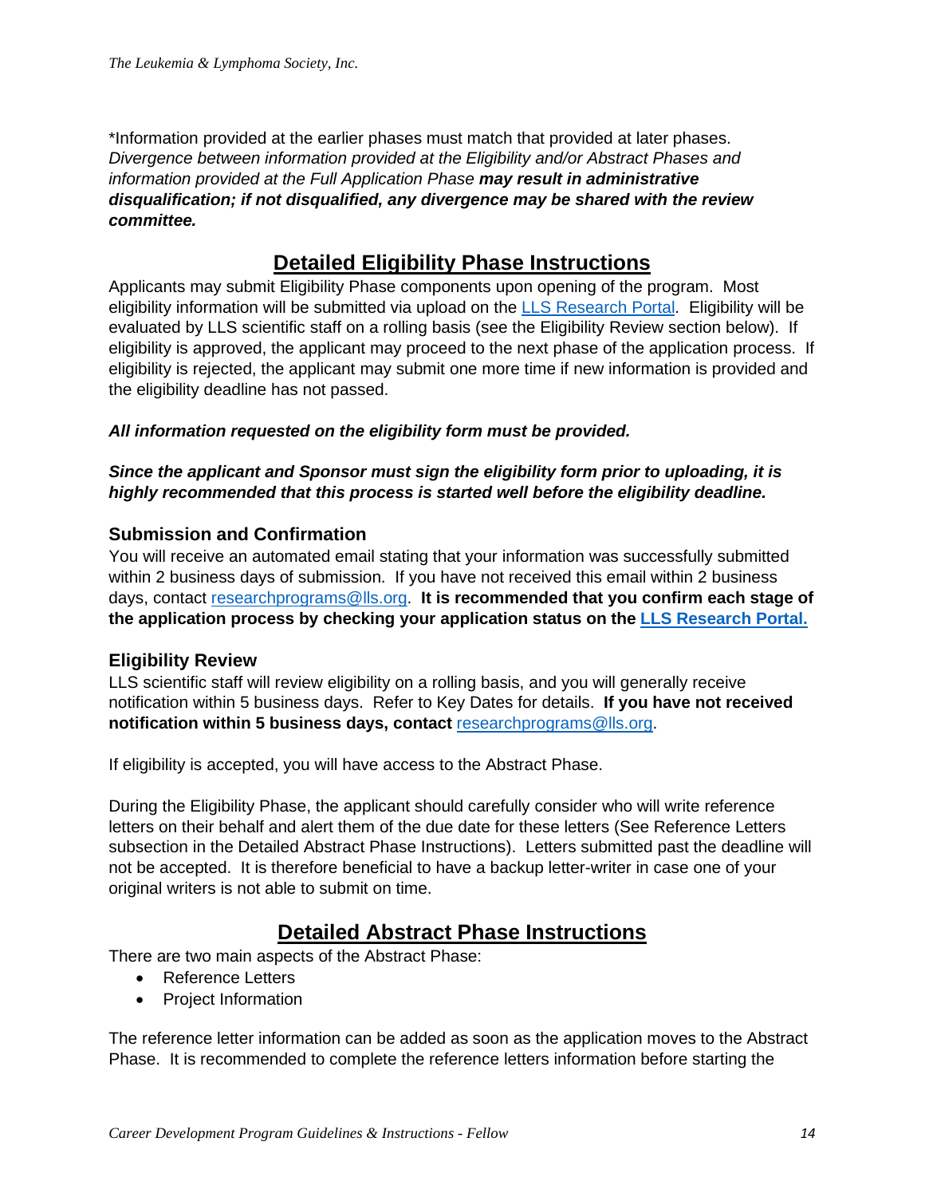*Information provided at the earlier phases must match that provided at later phases. *Divergence between information provided at the Eligibility and/or Abstract Phases and information provided at the Full Application Phase* ***may result in administrative disqualification; if not disqualified, any divergence may be shared with the review committee.***

## Detailed Eligibility Phase Instructions

Applicants may submit Eligibility Phase components upon opening of the program. Most eligibility information will be submitted via upload on the [LLS Research Portal](). Eligibility will be evaluated by LLS scientific staff on a rolling basis (see the Eligibility Review section below). If eligibility is approved, the applicant may proceed to the next phase of the application process. If eligibility is rejected, the applicant may submit one more time if new information is provided and the eligibility deadline has not passed.

***All information requested on the eligibility form must be provided.***

***Since the applicant and Sponsor must sign the eligibility form prior to uploading, it is highly recommended that this process is started well before the eligibility deadline.***

### Submission and Confirmation

You will receive an automated email stating that your information was successfully submitted within 2 business days of submission. If you have not received this email within 2 business days, contact researchprograms@lls.org. **It is recommended that you confirm each stage of the application process by checking your application status on the [LLS Research Portal.]()**

### Eligibility Review

LLS scientific staff will review eligibility on a rolling basis, and you will generally receive notification within 5 business days. Refer to Key Dates for details. **If you have not received notification within 5 business days, contact** researchprograms@lls.org.

If eligibility is accepted, you will have access to the Abstract Phase.

During the Eligibility Phase, the applicant should carefully consider who will write reference letters on their behalf and alert them of the due date for these letters (See Reference Letters subsection in the Detailed Abstract Phase Instructions). Letters submitted past the deadline will not be accepted. It is therefore beneficial to have a backup letter-writer in case one of your original writers is not able to submit on time.

## Detailed Abstract Phase Instructions

There are two main aspects of the Abstract Phase:

- Reference Letters
- Project Information

The reference letter information can be added as soon as the application moves to the Abstract Phase. It is recommended to complete the reference letters information before starting the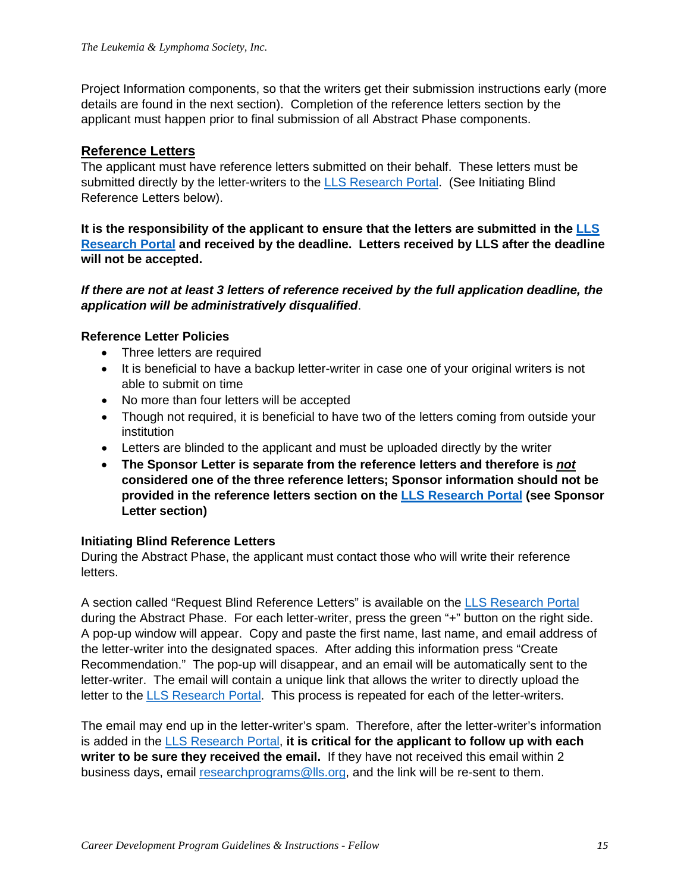Project Information components, so that the writers get their submission instructions early (more details are found in the next section). Completion of the reference letters section by the applicant must happen prior to final submission of all Abstract Phase components.

## Reference Letters

The applicant must have reference letters submitted on their behalf. These letters must be submitted directly by the letter-writers to the LLS Research Portal. (See Initiating Blind Reference Letters below).

**It is the responsibility of the applicant to ensure that the letters are submitted in the LLS Research Portal and received by the deadline. Letters received by LLS after the deadline will not be accepted.**

***If there are not at least 3 letters of reference received by the full application deadline, the application will be administratively disqualified***.

### Reference Letter Policies

- Three letters are required
- It is beneficial to have a backup letter-writer in case one of your original writers is not able to submit on time
- No more than four letters will be accepted
- Though not required, it is beneficial to have two of the letters coming from outside your institution
- Letters are blinded to the applicant and must be uploaded directly by the writer
- **The Sponsor Letter is separate from the reference letters and therefore is *not* considered one of the three reference letters; Sponsor information should not be provided in the reference letters section on the LLS Research Portal (see Sponsor Letter section)**

### Initiating Blind Reference Letters

During the Abstract Phase, the applicant must contact those who will write their reference letters.

A section called "Request Blind Reference Letters" is available on the LLS Research Portal during the Abstract Phase. For each letter-writer, press the green "+" button on the right side. A pop-up window will appear. Copy and paste the first name, last name, and email address of the letter-writer into the designated spaces. After adding this information press "Create Recommendation." The pop-up will disappear, and an email will be automatically sent to the letter-writer. The email will contain a unique link that allows the writer to directly upload the letter to the LLS Research Portal. This process is repeated for each of the letter-writers.

The email may end up in the letter-writer's spam. Therefore, after the letter-writer's information is added in the LLS Research Portal, **it is critical for the applicant to follow up with each writer to be sure they received the email.** If they have not received this email within 2 business days, email researchprograms@lls.org, and the link will be re-sent to them.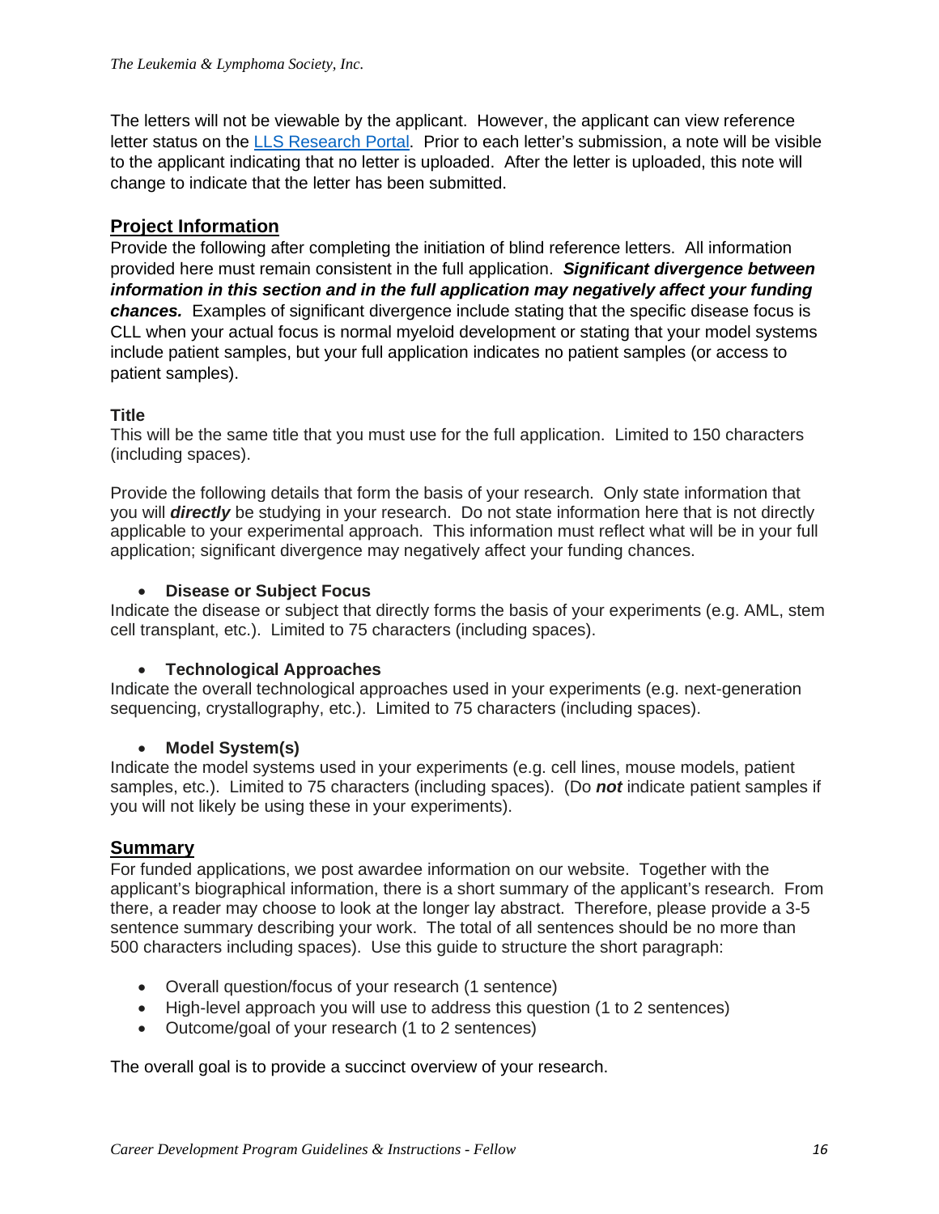The letters will not be viewable by the applicant. However, the applicant can view reference letter status on the [LLS Research Portal](). Prior to each letter's submission, a note will be visible to the applicant indicating that no letter is uploaded. After the letter is uploaded, this note will change to indicate that the letter has been submitted.

## Project Information

Provide the following after completing the initiation of blind reference letters. All information provided here must remain consistent in the full application. ***Significant divergence between information in this section and in the full application may negatively affect your funding chances.*** Examples of significant divergence include stating that the specific disease focus is CLL when your actual focus is normal myeloid development or stating that your model systems include patient samples, but your full application indicates no patient samples (or access to patient samples).

### Title

This will be the same title that you must use for the full application. Limited to 150 characters (including spaces).

Provide the following details that form the basis of your research. Only state information that you will ***directly*** be studying in your research. Do not state information here that is not directly applicable to your experimental approach. This information must reflect what will be in your full application; significant divergence may negatively affect your funding chances.

- **Disease or Subject Focus**

Indicate the disease or subject that directly forms the basis of your experiments (e.g. AML, stem cell transplant, etc.). Limited to 75 characters (including spaces).

- **Technological Approaches**

Indicate the overall technological approaches used in your experiments (e.g. next-generation sequencing, crystallography, etc.). Limited to 75 characters (including spaces).

- **Model System(s)**

Indicate the model systems used in your experiments (e.g. cell lines, mouse models, patient samples, etc.). Limited to 75 characters (including spaces). (Do ***not*** indicate patient samples if you will not likely be using these in your experiments).

## Summary

For funded applications, we post awardee information on our website. Together with the applicant's biographical information, there is a short summary of the applicant's research. From there, a reader may choose to look at the longer lay abstract. Therefore, please provide a 3-5 sentence summary describing your work. The total of all sentences should be no more than 500 characters including spaces). Use this guide to structure the short paragraph:

- Overall question/focus of your research (1 sentence)
- High-level approach you will use to address this question (1 to 2 sentences)
- Outcome/goal of your research (1 to 2 sentences)

The overall goal is to provide a succinct overview of your research.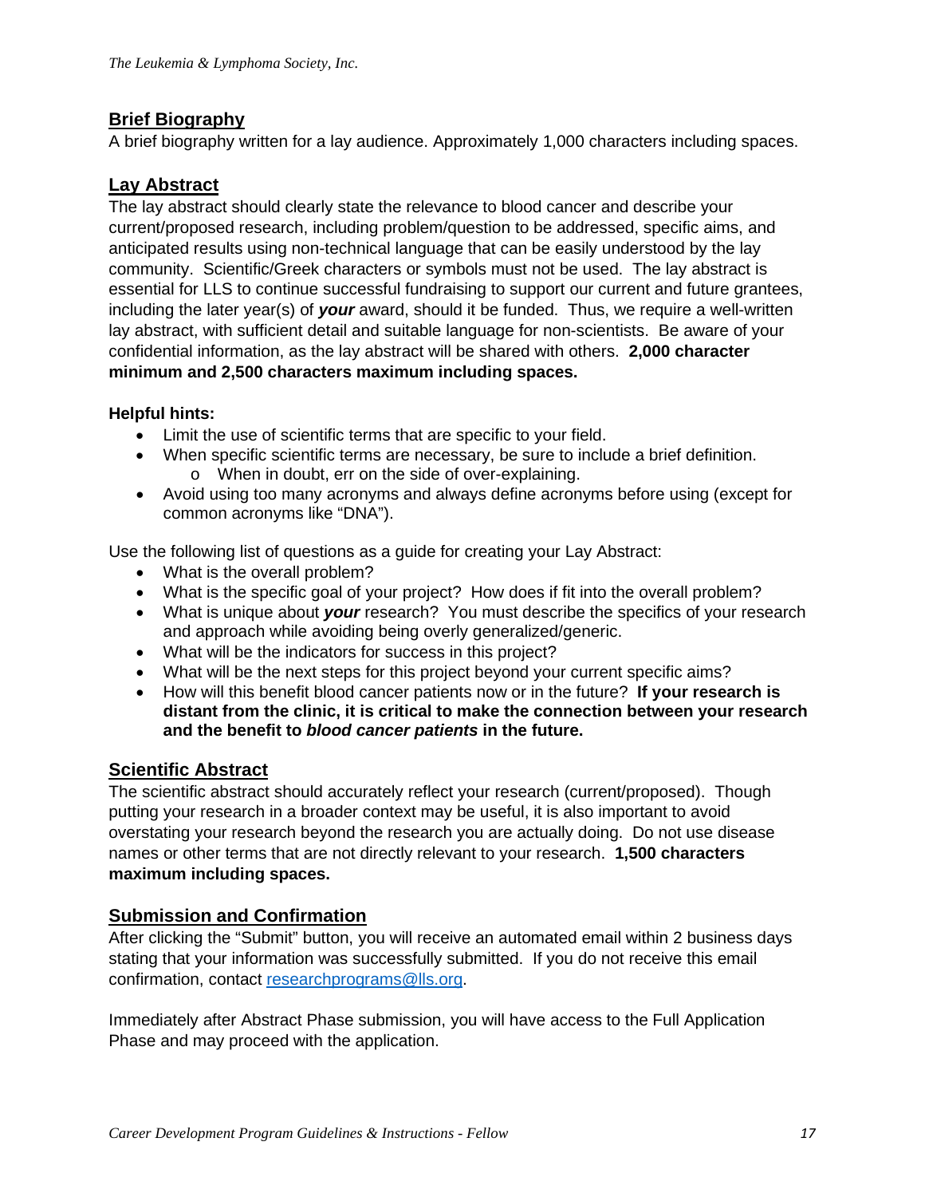## Brief Biography

A brief biography written for a lay audience. Approximately 1,000 characters including spaces.

## Lay Abstract

The lay abstract should clearly state the relevance to blood cancer and describe your current/proposed research, including problem/question to be addressed, specific aims, and anticipated results using non-technical language that can be easily understood by the lay community. Scientific/Greek characters or symbols must not be used. The lay abstract is essential for LLS to continue successful fundraising to support our current and future grantees, including the later year(s) of ***your*** award, should it be funded. Thus, we require a well-written lay abstract, with sufficient detail and suitable language for non-scientists. Be aware of your confidential information, as the lay abstract will be shared with others. **2,000 character minimum and 2,500 characters maximum including spaces.**

**Helpful hints:**

- Limit the use of scientific terms that are specific to your field.
- When specific scientific terms are necessary, be sure to include a brief definition.
  - When in doubt, err on the side of over-explaining.
- Avoid using too many acronyms and always define acronyms before using (except for common acronyms like "DNA").

Use the following list of questions as a guide for creating your Lay Abstract:

- What is the overall problem?
- What is the specific goal of your project? How does if fit into the overall problem?
- What is unique about ***your*** research? You must describe the specifics of your research and approach while avoiding being overly generalized/generic.
- What will be the indicators for success in this project?
- What will be the next steps for this project beyond your current specific aims?
- How will this benefit blood cancer patients now or in the future? **If your research is distant from the clinic, it is critical to make the connection between your research and the benefit to *blood cancer patients* in the future.**

## Scientific Abstract

The scientific abstract should accurately reflect your research (current/proposed). Though putting your research in a broader context may be useful, it is also important to avoid overstating your research beyond the research you are actually doing. Do not use disease names or other terms that are not directly relevant to your research. **1,500 characters maximum including spaces.**

## Submission and Confirmation

After clicking the "Submit" button, you will receive an automated email within 2 business days stating that your information was successfully submitted. If you do not receive this email confirmation, contact researchprograms@lls.org.

Immediately after Abstract Phase submission, you will have access to the Full Application Phase and may proceed with the application.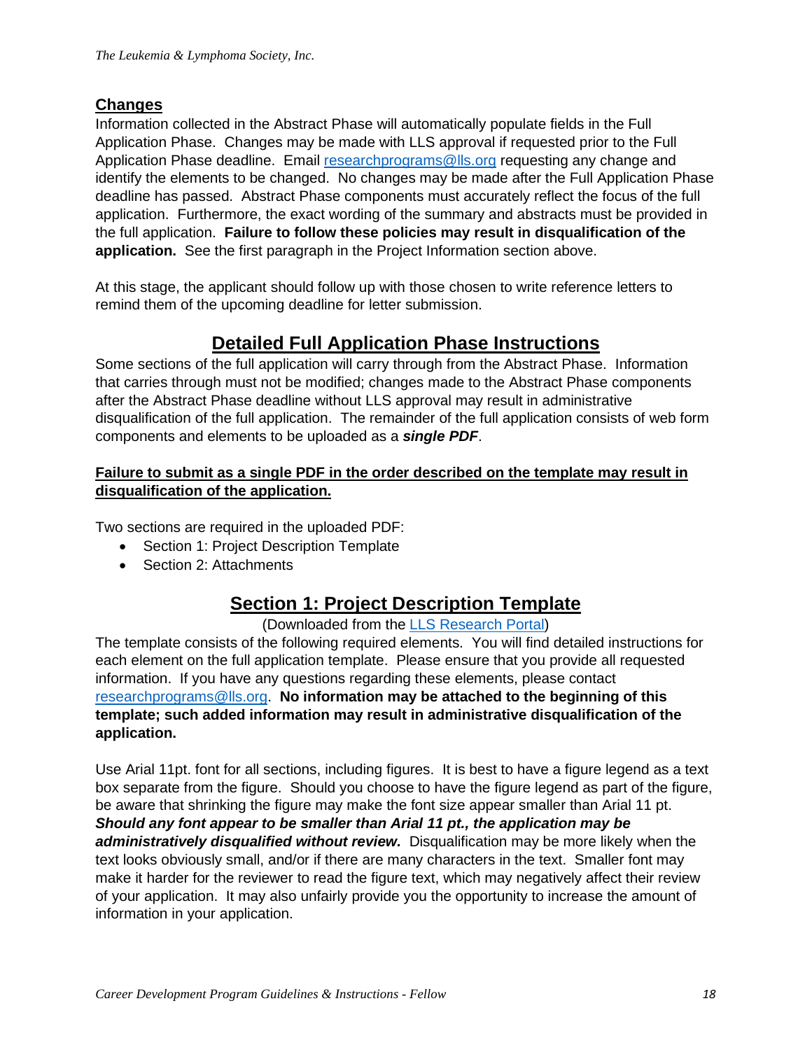## Changes

Information collected in the Abstract Phase will automatically populate fields in the Full Application Phase. Changes may be made with LLS approval if requested prior to the Full Application Phase deadline. Email [researchprograms@lls.org](mailto:researchprograms@lls.org) requesting any change and identify the elements to be changed. No changes may be made after the Full Application Phase deadline has passed. Abstract Phase components must accurately reflect the focus of the full application. Furthermore, the exact wording of the summary and abstracts must be provided in the full application. **Failure to follow these policies may result in disqualification of the application.** See the first paragraph in the Project Information section above.

At this stage, the applicant should follow up with those chosen to write reference letters to remind them of the upcoming deadline for letter submission.

# Detailed Full Application Phase Instructions

Some sections of the full application will carry through from the Abstract Phase. Information that carries through must not be modified; changes made to the Abstract Phase components after the Abstract Phase deadline without LLS approval may result in administrative disqualification of the full application. The remainder of the full application consists of web form components and elements to be uploaded as a ***single PDF***.

**Failure to submit as a single PDF in the order described on the template may result in disqualification of the application.**

Two sections are required in the uploaded PDF:

- Section 1: Project Description Template
- Section 2: Attachments

## Section 1: Project Description Template

(Downloaded from the [LLS Research Portal](#))

The template consists of the following required elements. You will find detailed instructions for each element on the full application template. Please ensure that you provide all requested information. If you have any questions regarding these elements, please contact [researchprograms@lls.org](mailto:researchprograms@lls.org). **No information may be attached to the beginning of this template; such added information may result in administrative disqualification of the application.**

Use Arial 11pt. font for all sections, including figures. It is best to have a figure legend as a text box separate from the figure. Should you choose to have the figure legend as part of the figure, be aware that shrinking the figure may make the font size appear smaller than Arial 11 pt. ***Should any font appear to be smaller than Arial 11 pt., the application may be administratively disqualified without review.*** Disqualification may be more likely when the text looks obviously small, and/or if there are many characters in the text. Smaller font may make it harder for the reviewer to read the figure text, which may negatively affect their review of your application. It may also unfairly provide you the opportunity to increase the amount of information in your application.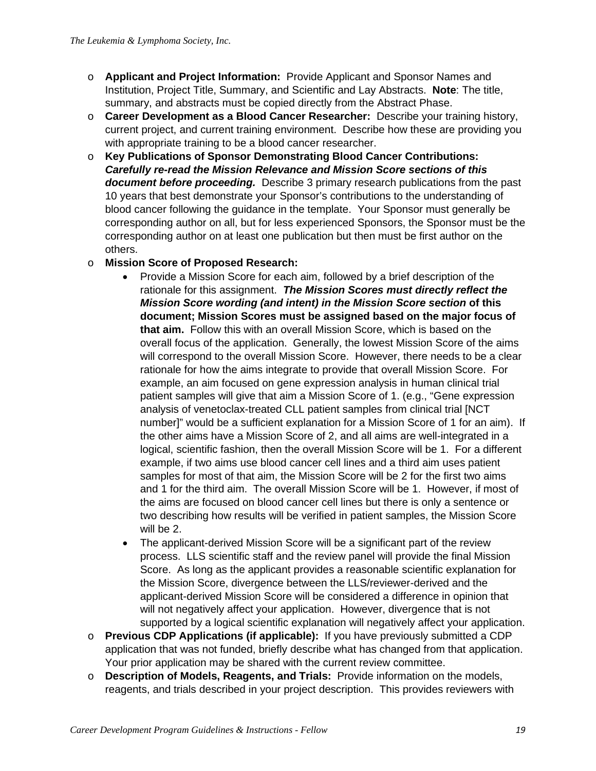- **Applicant and Project Information:** Provide Applicant and Sponsor Names and Institution, Project Title, Summary, and Scientific and Lay Abstracts. **Note**: The title, summary, and abstracts must be copied directly from the Abstract Phase.
- **Career Development as a Blood Cancer Researcher:** Describe your training history, current project, and current training environment. Describe how these are providing you with appropriate training to be a blood cancer researcher.
- **Key Publications of Sponsor Demonstrating Blood Cancer Contributions:** ***Carefully re-read the Mission Relevance and Mission Score sections of this document before proceeding.*** Describe 3 primary research publications from the past 10 years that best demonstrate your Sponsor's contributions to the understanding of blood cancer following the guidance in the template. Your Sponsor must generally be corresponding author on all, but for less experienced Sponsors, the Sponsor must be the corresponding author on at least one publication but then must be first author on the others.
- **Mission Score of Proposed Research:**
  - Provide a Mission Score for each aim, followed by a brief description of the rationale for this assignment. ***The Mission Scores must directly reflect the Mission Score wording (and intent) in the Mission Score section* of this document; Mission Scores must be assigned based on the major focus of that aim.** Follow this with an overall Mission Score, which is based on the overall focus of the application. Generally, the lowest Mission Score of the aims will correspond to the overall Mission Score. However, there needs to be a clear rationale for how the aims integrate to provide that overall Mission Score. For example, an aim focused on gene expression analysis in human clinical trial patient samples will give that aim a Mission Score of 1. (e.g., "Gene expression analysis of venetoclax-treated CLL patient samples from clinical trial [NCT number]" would be a sufficient explanation for a Mission Score of 1 for an aim). If the other aims have a Mission Score of 2, and all aims are well-integrated in a logical, scientific fashion, then the overall Mission Score will be 1. For a different example, if two aims use blood cancer cell lines and a third aim uses patient samples for most of that aim, the Mission Score will be 2 for the first two aims and 1 for the third aim. The overall Mission Score will be 1. However, if most of the aims are focused on blood cancer cell lines but there is only a sentence or two describing how results will be verified in patient samples, the Mission Score will be 2.
  - The applicant-derived Mission Score will be a significant part of the review process. LLS scientific staff and the review panel will provide the final Mission Score. As long as the applicant provides a reasonable scientific explanation for the Mission Score, divergence between the LLS/reviewer-derived and the applicant-derived Mission Score will be considered a difference in opinion that will not negatively affect your application. However, divergence that is not supported by a logical scientific explanation will negatively affect your application.
- **Previous CDP Applications (if applicable):** If you have previously submitted a CDP application that was not funded, briefly describe what has changed from that application. Your prior application may be shared with the current review committee.
- **Description of Models, Reagents, and Trials:** Provide information on the models, reagents, and trials described in your project description. This provides reviewers with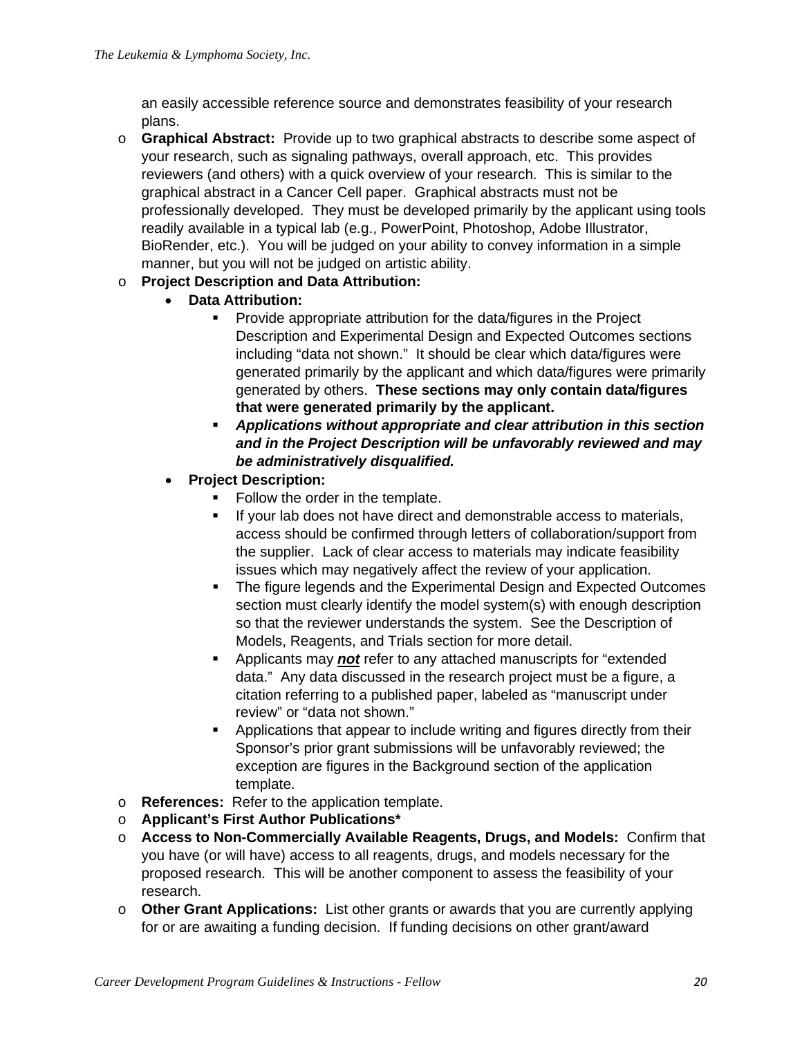an easily accessible reference source and demonstrates feasibility of your research plans.

- **Graphical Abstract:** Provide up to two graphical abstracts to describe some aspect of your research, such as signaling pathways, overall approach, etc. This provides reviewers (and others) with a quick overview of your research. This is similar to the graphical abstract in a Cancer Cell paper. Graphical abstracts must not be professionally developed. They must be developed primarily by the applicant using tools readily available in a typical lab (e.g., PowerPoint, Photoshop, Adobe Illustrator, BioRender, etc.). You will be judged on your ability to convey information in a simple manner, but you will not be judged on artistic ability.
- **Project Description and Data Attribution:**
  - **Data Attribution:**
    - Provide appropriate attribution for the data/figures in the Project Description and Experimental Design and Expected Outcomes sections including "data not shown." It should be clear which data/figures were generated primarily by the applicant and which data/figures were primarily generated by others. **These sections may only contain data/figures that were generated primarily by the applicant.**
    - ***Applications without appropriate and clear attribution in this section and in the Project Description will be unfavorably reviewed and may be administratively disqualified.***
  - **Project Description:**
    - Follow the order in the template.
    - If your lab does not have direct and demonstrable access to materials, access should be confirmed through letters of collaboration/support from the supplier. Lack of clear access to materials may indicate feasibility issues which may negatively affect the review of your application.
    - The figure legends and the Experimental Design and Expected Outcomes section must clearly identify the model system(s) with enough description so that the reviewer understands the system. See the Description of Models, Reagents, and Trials section for more detail.
    - Applicants may ***<u>not</u>*** refer to any attached manuscripts for "extended data." Any data discussed in the research project must be a figure, a citation referring to a published paper, labeled as "manuscript under review" or "data not shown."
    - Applications that appear to include writing and figures directly from their Sponsor's prior grant submissions will be unfavorably reviewed; the exception are figures in the Background section of the application template.
- **References:** Refer to the application template.
- **Applicant's First Author Publications***
- **Access to Non-Commercially Available Reagents, Drugs, and Models:** Confirm that you have (or will have) access to all reagents, drugs, and models necessary for the proposed research. This will be another component to assess the feasibility of your research.
- **Other Grant Applications:** List other grants or awards that you are currently applying for or are awaiting a funding decision. If funding decisions on other grant/award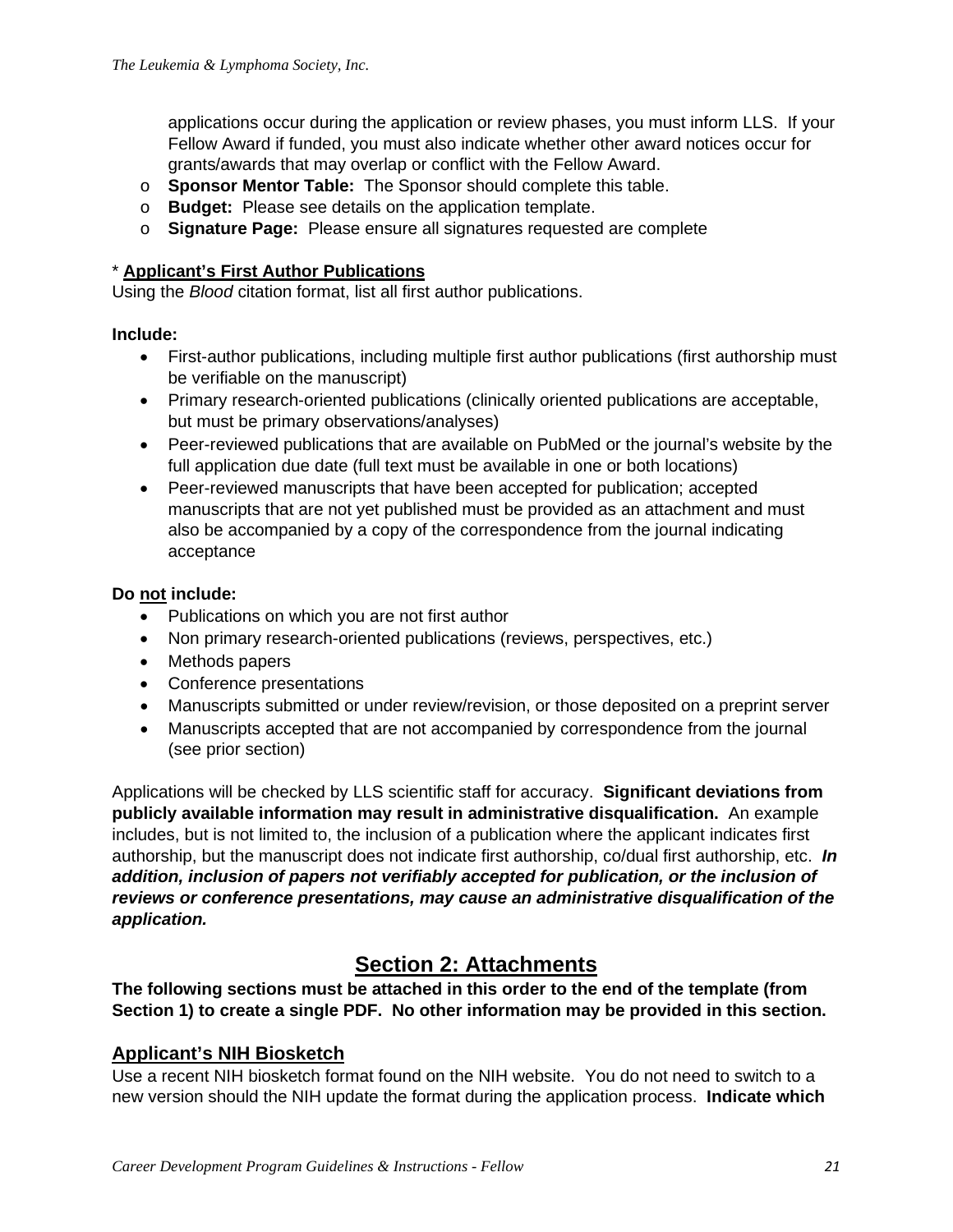applications occur during the application or review phases, you must inform LLS. If your Fellow Award if funded, you must also indicate whether other award notices occur for grants/awards that may overlap or conflict with the Fellow Award.

- **Sponsor Mentor Table:** The Sponsor should complete this table.
- **Budget:** Please see details on the application template.
- **Signature Page:** Please ensure all signatures requested are complete

\* **Applicant's First Author Publications**

Using the *Blood* citation format, list all first author publications.

**Include:**

- First-author publications, including multiple first author publications (first authorship must be verifiable on the manuscript)
- Primary research-oriented publications (clinically oriented publications are acceptable, but must be primary observations/analyses)
- Peer-reviewed publications that are available on PubMed or the journal's website by the full application due date (full text must be available in one or both locations)
- Peer-reviewed manuscripts that have been accepted for publication; accepted manuscripts that are not yet published must be provided as an attachment and must also be accompanied by a copy of the correspondence from the journal indicating acceptance

**Do not include:**

- Publications on which you are not first author
- Non primary research-oriented publications (reviews, perspectives, etc.)
- Methods papers
- Conference presentations
- Manuscripts submitted or under review/revision, or those deposited on a preprint server
- Manuscripts accepted that are not accompanied by correspondence from the journal (see prior section)

Applications will be checked by LLS scientific staff for accuracy. **Significant deviations from publicly available information may result in administrative disqualification.** An example includes, but is not limited to, the inclusion of a publication where the applicant indicates first authorship, but the manuscript does not indicate first authorship, co/dual first authorship, etc. ***In addition, inclusion of papers not verifiably accepted for publication, or the inclusion of reviews or conference presentations, may cause an administrative disqualification of the application.***

## Section 2: Attachments

**The following sections must be attached in this order to the end of the template (from Section 1) to create a single PDF. No other information may be provided in this section.**

### Applicant's NIH Biosketch

Use a recent NIH biosketch format found on the NIH website. You do not need to switch to a new version should the NIH update the format during the application process. **Indicate which**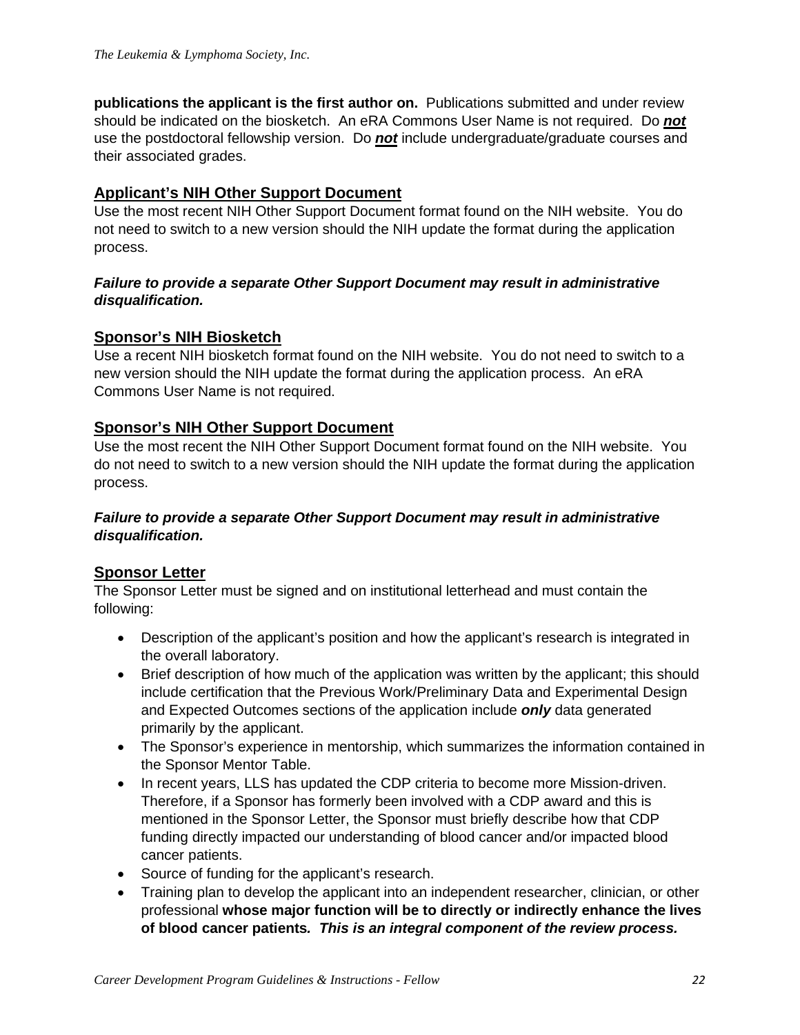**publications the applicant is the first author on.** Publications submitted and under review should be indicated on the biosketch. An eRA Commons User Name is not required. Do ***not*** use the postdoctoral fellowship version. Do ***not*** include undergraduate/graduate courses and their associated grades.

## Applicant's NIH Other Support Document

Use the most recent NIH Other Support Document format found on the NIH website. You do not need to switch to a new version should the NIH update the format during the application process.

***Failure to provide a separate Other Support Document may result in administrative disqualification.***

## Sponsor's NIH Biosketch

Use a recent NIH biosketch format found on the NIH website. You do not need to switch to a new version should the NIH update the format during the application process. An eRA Commons User Name is not required.

## Sponsor's NIH Other Support Document

Use the most recent the NIH Other Support Document format found on the NIH website. You do not need to switch to a new version should the NIH update the format during the application process.

***Failure to provide a separate Other Support Document may result in administrative disqualification.***

## Sponsor Letter

The Sponsor Letter must be signed and on institutional letterhead and must contain the following:

- Description of the applicant's position and how the applicant's research is integrated in the overall laboratory.
- Brief description of how much of the application was written by the applicant; this should include certification that the Previous Work/Preliminary Data and Experimental Design and Expected Outcomes sections of the application include ***only*** data generated primarily by the applicant.
- The Sponsor's experience in mentorship, which summarizes the information contained in the Sponsor Mentor Table.
- In recent years, LLS has updated the CDP criteria to become more Mission-driven. Therefore, if a Sponsor has formerly been involved with a CDP award and this is mentioned in the Sponsor Letter, the Sponsor must briefly describe how that CDP funding directly impacted our understanding of blood cancer and/or impacted blood cancer patients.
- Source of funding for the applicant's research.
- Training plan to develop the applicant into an independent researcher, clinician, or other professional **whose major function will be to directly or indirectly enhance the lives of blood cancer patients*. This is an integral component of the review process.***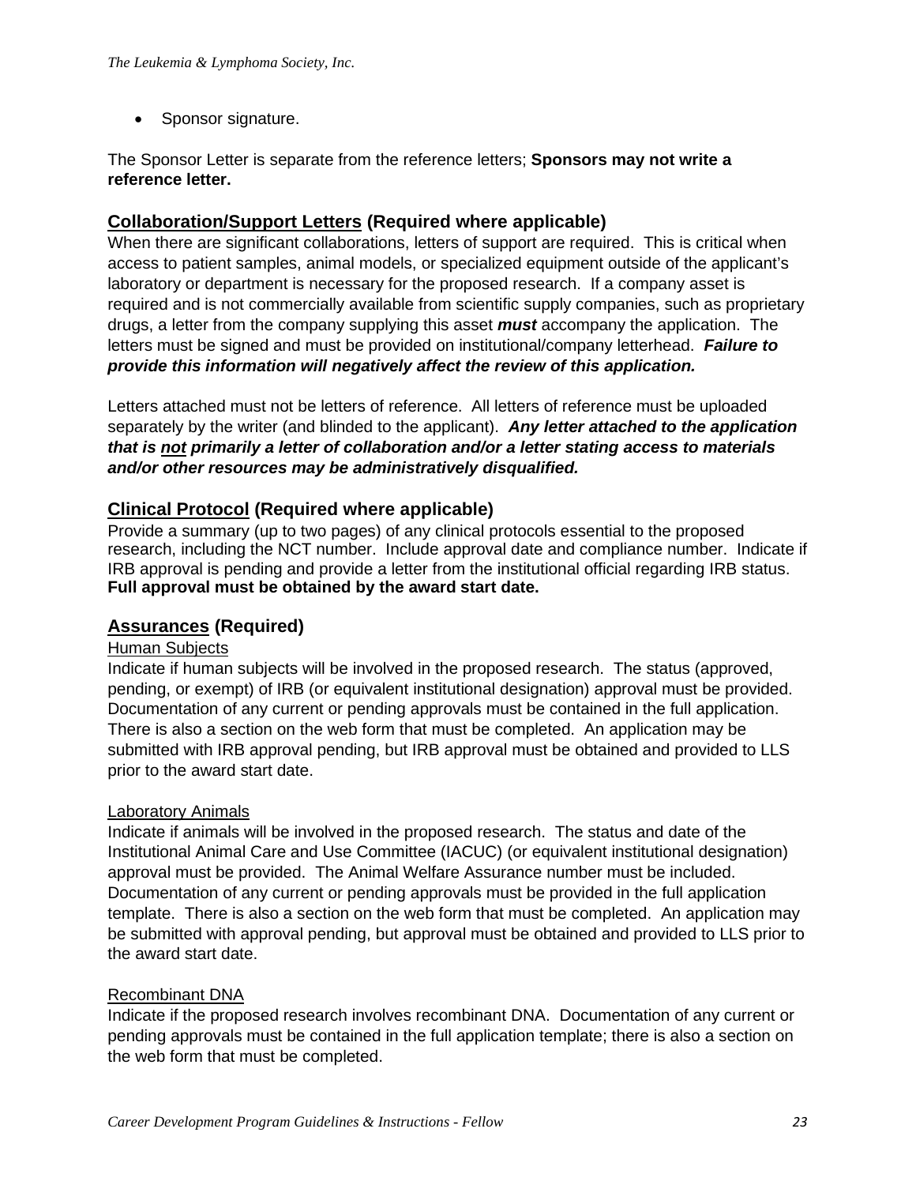- Sponsor signature.

The Sponsor Letter is separate from the reference letters; **Sponsors may not write a reference letter.**

## <u>Collaboration/Support Letters</u> (Required where applicable)

When there are significant collaborations, letters of support are required. This is critical when access to patient samples, animal models, or specialized equipment outside of the applicant's laboratory or department is necessary for the proposed research. If a company asset is required and is not commercially available from scientific supply companies, such as proprietary drugs, a letter from the company supplying this asset ***must*** accompany the application. The letters must be signed and must be provided on institutional/company letterhead. ***Failure to provide this information will negatively affect the review of this application.***

Letters attached must not be letters of reference. All letters of reference must be uploaded separately by the writer (and blinded to the applicant). ***Any letter attached to the application that is <u>not</u> primarily a letter of collaboration and/or a letter stating access to materials and/or other resources may be administratively disqualified.***

## <u>Clinical Protocol</u> (Required where applicable)

Provide a summary (up to two pages) of any clinical protocols essential to the proposed research, including the NCT number. Include approval date and compliance number. Indicate if IRB approval is pending and provide a letter from the institutional official regarding IRB status. **Full approval must be obtained by the award start date.**

## <u>Assurances</u> (Required)

<u>Human Subjects</u>

Indicate if human subjects will be involved in the proposed research. The status (approved, pending, or exempt) of IRB (or equivalent institutional designation) approval must be provided. Documentation of any current or pending approvals must be contained in the full application. There is also a section on the web form that must be completed. An application may be submitted with IRB approval pending, but IRB approval must be obtained and provided to LLS prior to the award start date.

<u>Laboratory Animals</u>

Indicate if animals will be involved in the proposed research. The status and date of the Institutional Animal Care and Use Committee (IACUC) (or equivalent institutional designation) approval must be provided. The Animal Welfare Assurance number must be included. Documentation of any current or pending approvals must be provided in the full application template. There is also a section on the web form that must be completed. An application may be submitted with approval pending, but approval must be obtained and provided to LLS prior to the award start date.

<u>Recombinant DNA</u>

Indicate if the proposed research involves recombinant DNA. Documentation of any current or pending approvals must be contained in the full application template; there is also a section on the web form that must be completed.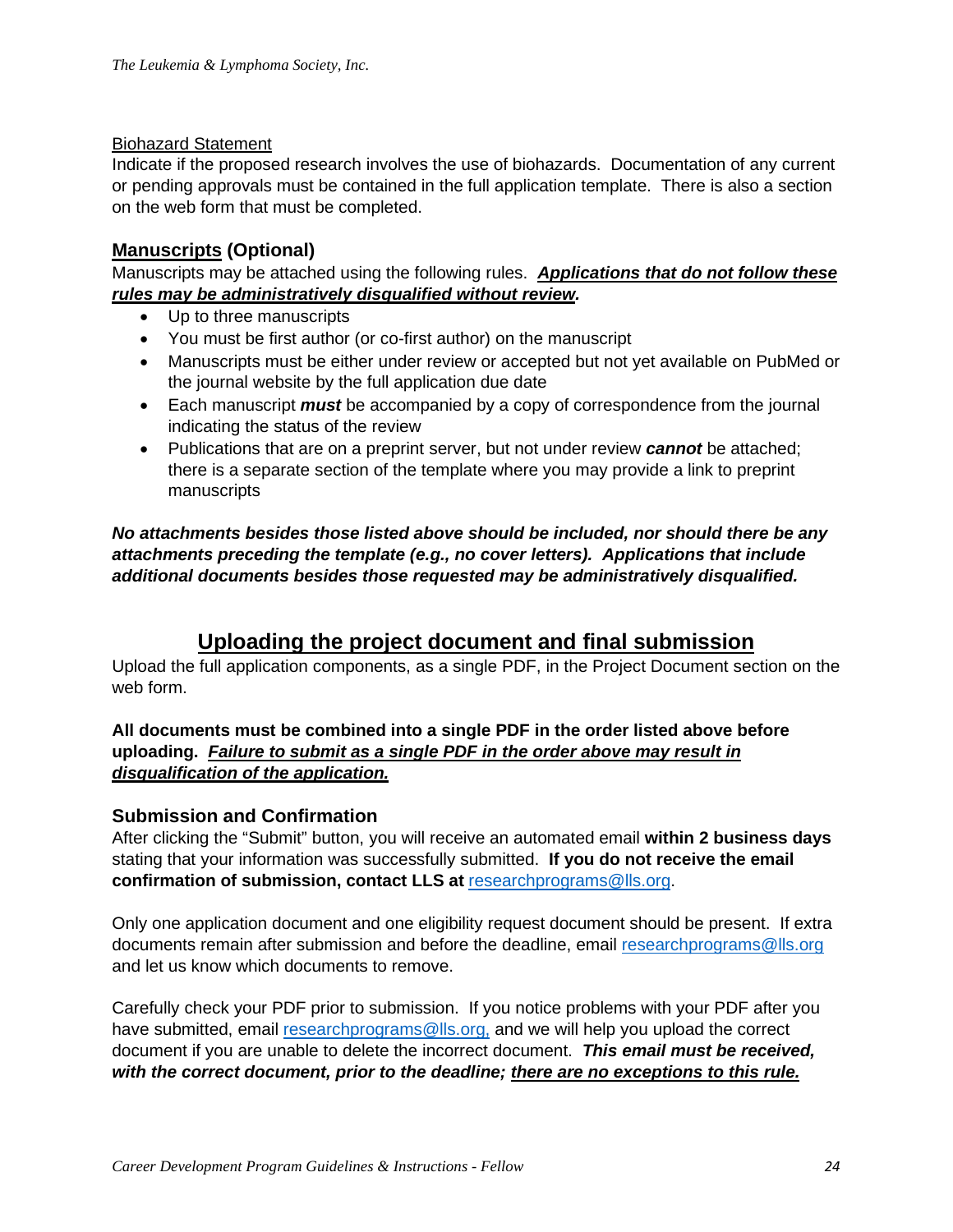Biohazard Statement

Indicate if the proposed research involves the use of biohazards. Documentation of any current or pending approvals must be contained in the full application template. There is also a section on the web form that must be completed.

### Manuscripts (Optional)

Manuscripts may be attached using the following rules. ***Applications that do not follow these rules may be administratively disqualified without review.***

- Up to three manuscripts
- You must be first author (or co-first author) on the manuscript
- Manuscripts must be either under review or accepted but not yet available on PubMed or the journal website by the full application due date
- Each manuscript ***must*** be accompanied by a copy of correspondence from the journal indicating the status of the review
- Publications that are on a preprint server, but not under review ***cannot*** be attached; there is a separate section of the template where you may provide a link to preprint manuscripts

***No attachments besides those listed above should be included, nor should there be any attachments preceding the template (e.g., no cover letters). Applications that include additional documents besides those requested may be administratively disqualified.***

## Uploading the project document and final submission

Upload the full application components, as a single PDF, in the Project Document section on the web form.

**All documents must be combined into a single PDF in the order listed above before uploading. *Failure to submit as a single PDF in the order above may result in disqualification of the application.***

### Submission and Confirmation

After clicking the "Submit" button, you will receive an automated email **within 2 business days** stating that your information was successfully submitted. **If you do not receive the email confirmation of submission, contact LLS at** researchprograms@lls.org.

Only one application document and one eligibility request document should be present. If extra documents remain after submission and before the deadline, email researchprograms@lls.org and let us know which documents to remove.

Carefully check your PDF prior to submission. If you notice problems with your PDF after you have submitted, email researchprograms@lls.org, and we will help you upload the correct document if you are unable to delete the incorrect document. ***This email must be received, with the correct document, prior to the deadline; there are no exceptions to this rule.***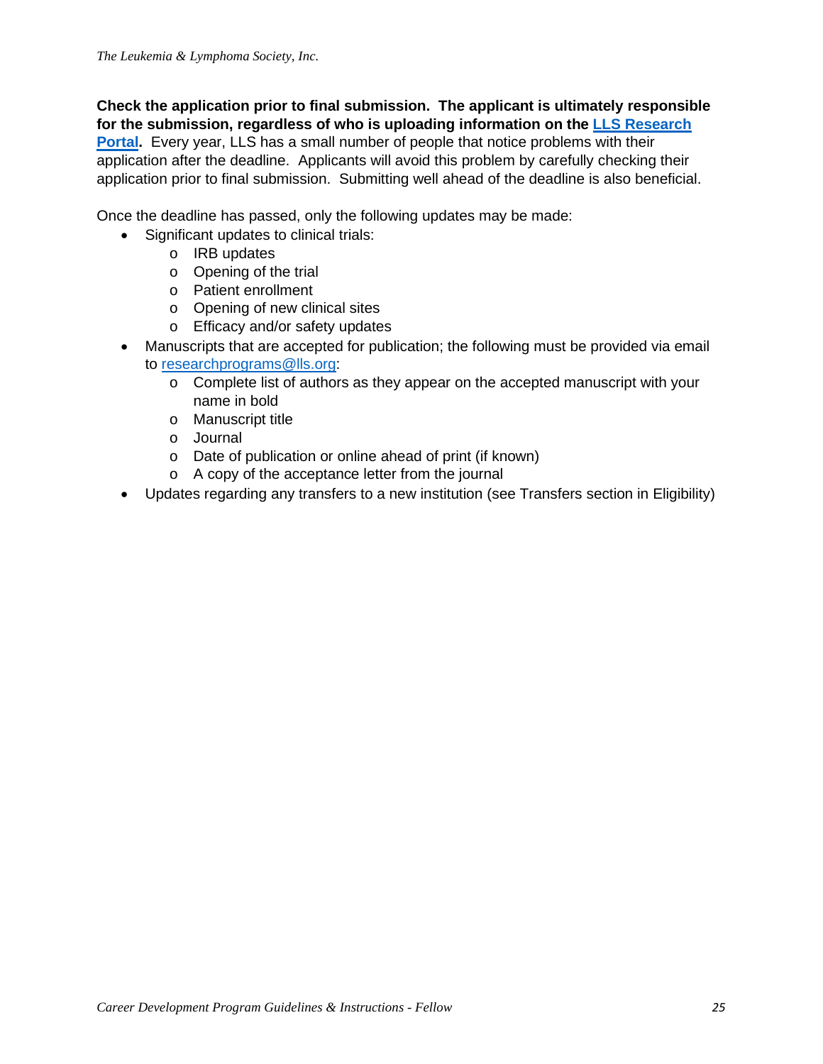**Check the application prior to final submission. The applicant is ultimately responsible for the submission, regardless of who is uploading information on the LLS Research Portal.** Every year, LLS has a small number of people that notice problems with their application after the deadline. Applicants will avoid this problem by carefully checking their application prior to final submission. Submitting well ahead of the deadline is also beneficial.

Once the deadline has passed, only the following updates may be made:

- Significant updates to clinical trials:
  - IRB updates
  - Opening of the trial
  - Patient enrollment
  - Opening of new clinical sites
  - Efficacy and/or safety updates
- Manuscripts that are accepted for publication; the following must be provided via email to researchprograms@lls.org:
  - Complete list of authors as they appear on the accepted manuscript with your name in bold
  - Manuscript title
  - Journal
  - Date of publication or online ahead of print (if known)
  - A copy of the acceptance letter from the journal
- Updates regarding any transfers to a new institution (see Transfers section in Eligibility)